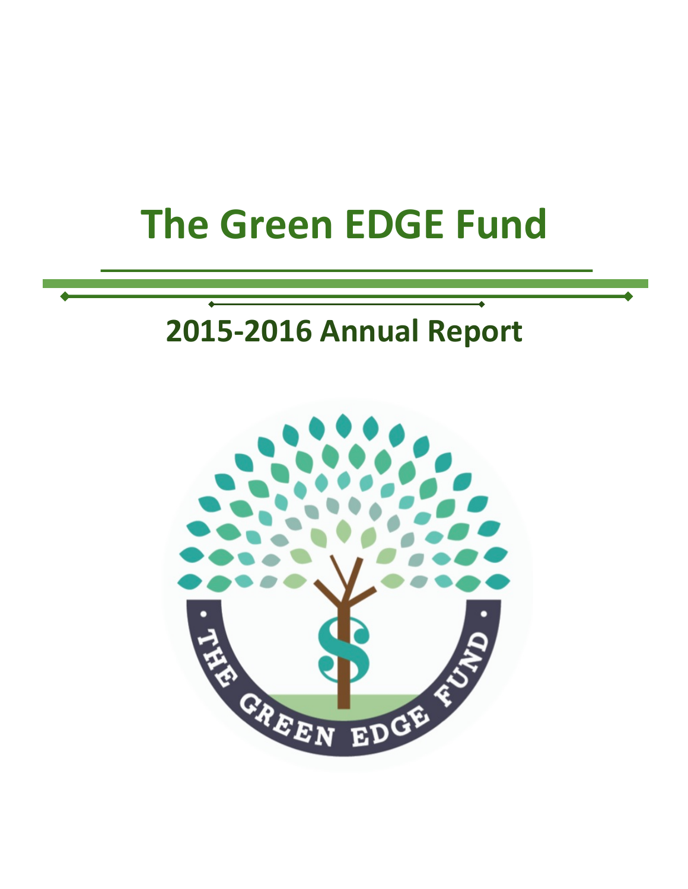# The Green EDGE Fund

## 2015-2016 Annual Report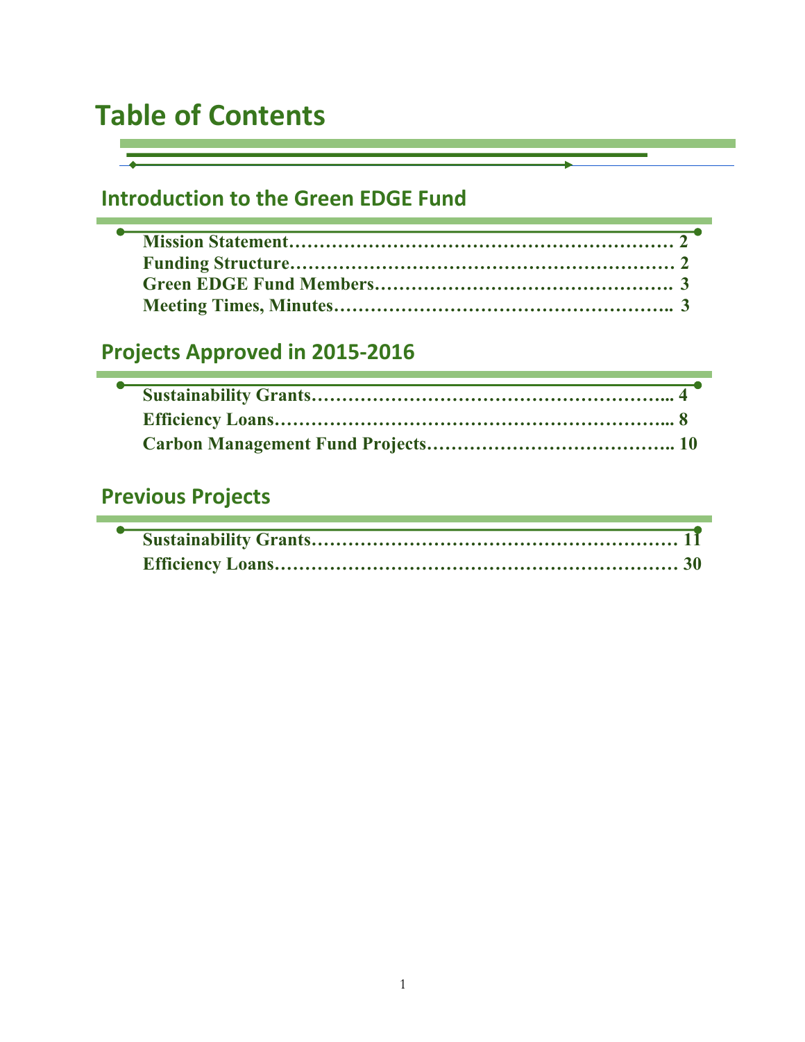# Table of Contents

## Introduction to the Green EDGE Fund

**Mission Statement……………………………………………………… 2**
**Funding Structure……………………………………………………… 2**
**Green EDGE Fund Members…………………………………………. 3**
**Meeting Times, Minutes……………………………………………….. 3**

## Projects Approved in 2015-2016

**Sustainability Grants…………………………………………………... 4**
**Efficiency Loans………………………………………………………... 8**
**Carbon Management Fund Projects………………………………….. 10**

## Previous Projects

**Sustainability Grants…………………………………………………… 11**
**Efficiency Loans………………………………………………………… 30**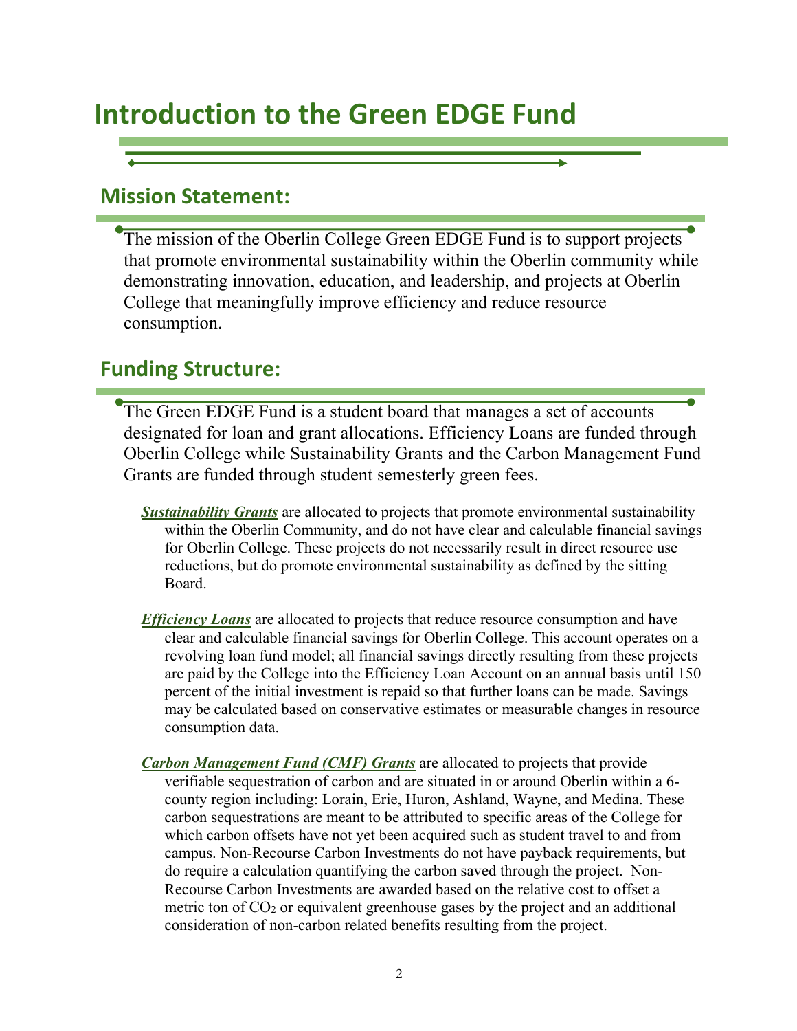# Introduction to the Green EDGE Fund

## Mission Statement:

The mission of the Oberlin College Green EDGE Fund is to support projects that promote environmental sustainability within the Oberlin community while demonstrating innovation, education, and leadership, and projects at Oberlin College that meaningfully improve efficiency and reduce resource consumption.

## Funding Structure:

The Green EDGE Fund is a student board that manages a set of accounts designated for loan and grant allocations. Efficiency Loans are funded through Oberlin College while Sustainability Grants and the Carbon Management Fund Grants are funded through student semesterly green fees.

***Sustainability Grants*** are allocated to projects that promote environmental sustainability within the Oberlin Community, and do not have clear and calculable financial savings for Oberlin College. These projects do not necessarily result in direct resource use reductions, but do promote environmental sustainability as defined by the sitting Board.

***Efficiency Loans*** are allocated to projects that reduce resource consumption and have clear and calculable financial savings for Oberlin College. This account operates on a revolving loan fund model; all financial savings directly resulting from these projects are paid by the College into the Efficiency Loan Account on an annual basis until 150 percent of the initial investment is repaid so that further loans can be made. Savings may be calculated based on conservative estimates or measurable changes in resource consumption data.

***Carbon Management Fund (CMF) Grants*** are allocated to projects that provide verifiable sequestration of carbon and are situated in or around Oberlin within a 6-county region including: Lorain, Erie, Huron, Ashland, Wayne, and Medina. These carbon sequestrations are meant to be attributed to specific areas of the College for which carbon offsets have not yet been acquired such as student travel to and from campus. Non-Recourse Carbon Investments do not have payback requirements, but do require a calculation quantifying the carbon saved through the project. Non-Recourse Carbon Investments are awarded based on the relative cost to offset a metric ton of $CO_2$ or equivalent greenhouse gases by the project and an additional consideration of non-carbon related benefits resulting from the project.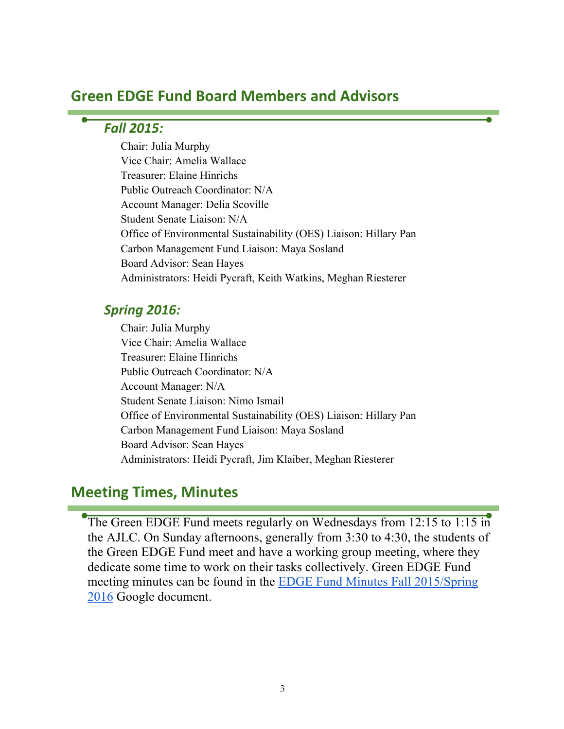## Green EDGE Fund Board Members and Advisors

### *Fall 2015:*

Chair: Julia Murphy
Vice Chair: Amelia Wallace
Treasurer: Elaine Hinrichs
Public Outreach Coordinator: N/A
Account Manager: Delia Scoville
Student Senate Liaison: N/A
Office of Environmental Sustainability (OES) Liaison: Hillary Pan
Carbon Management Fund Liaison: Maya Sosland
Board Advisor: Sean Hayes
Administrators: Heidi Pycraft, Keith Watkins, Meghan Riesterer

### *Spring 2016:*

Chair: Julia Murphy
Vice Chair: Amelia Wallace
Treasurer: Elaine Hinrichs
Public Outreach Coordinator: N/A
Account Manager: N/A
Student Senate Liaison: Nimo Ismail
Office of Environmental Sustainability (OES) Liaison: Hillary Pan
Carbon Management Fund Liaison: Maya Sosland
Board Advisor: Sean Hayes
Administrators: Heidi Pycraft, Jim Klaiber, Meghan Riesterer

## Meeting Times, Minutes

The Green EDGE Fund meets regularly on Wednesdays from 12:15 to 1:15 in the AJLC. On Sunday afternoons, generally from 3:30 to 4:30, the students of the Green EDGE Fund meet and have a working group meeting, where they dedicate some time to work on their tasks collectively. Green EDGE Fund meeting minutes can be found in the EDGE Fund Minutes Fall 2015/Spring 2016 Google document.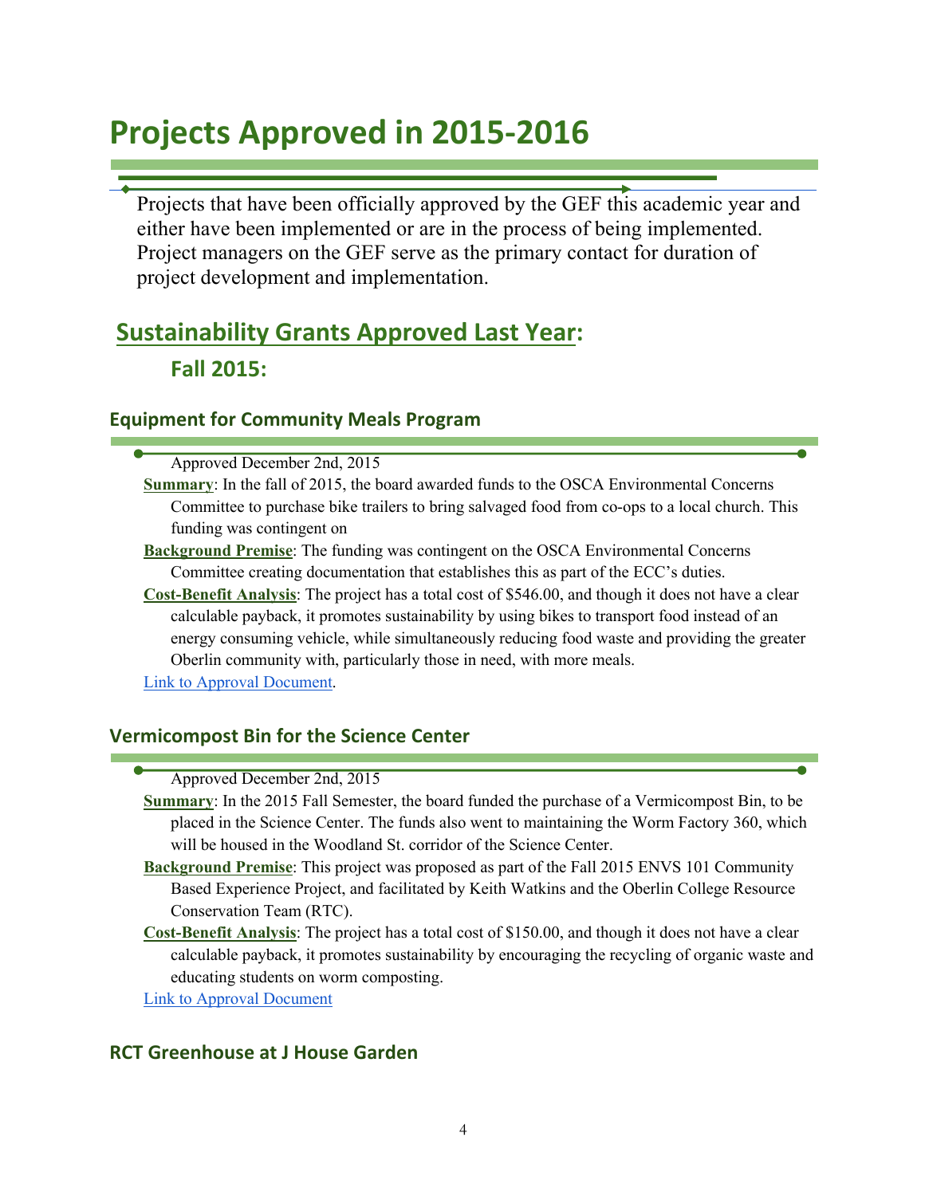# Projects Approved in 2015-2016

Projects that have been officially approved by the GEF this academic year and either have been implemented or are in the process of being implemented. Project managers on the GEF serve as the primary contact for duration of project development and implementation.

## Sustainability Grants Approved Last Year:

### Fall 2015:

#### Equipment for Community Meals Program

Approved December 2nd, 2015

**Summary**: In the fall of 2015, the board awarded funds to the OSCA Environmental Concerns Committee to purchase bike trailers to bring salvaged food from co-ops to a local church. This funding was contingent on

**Background Premise**: The funding was contingent on the OSCA Environmental Concerns Committee creating documentation that establishes this as part of the ECC's duties.

**Cost-Benefit Analysis**: The project has a total cost of $546.00, and though it does not have a clear calculable payback, it promotes sustainability by using bikes to transport food instead of an energy consuming vehicle, while simultaneously reducing food waste and providing the greater Oberlin community with, particularly those in need, with more meals.

Link to Approval Document.

#### Vermicompost Bin for the Science Center

Approved December 2nd, 2015

**Summary**: In the 2015 Fall Semester, the board funded the purchase of a Vermicompost Bin, to be placed in the Science Center. The funds also went to maintaining the Worm Factory 360, which will be housed in the Woodland St. corridor of the Science Center.

**Background Premise**: This project was proposed as part of the Fall 2015 ENVS 101 Community Based Experience Project, and facilitated by Keith Watkins and the Oberlin College Resource Conservation Team (RTC).

**Cost-Benefit Analysis**: The project has a total cost of $150.00, and though it does not have a clear calculable payback, it promotes sustainability by encouraging the recycling of organic waste and educating students on worm composting.

Link to Approval Document

#### RCT Greenhouse at J House Garden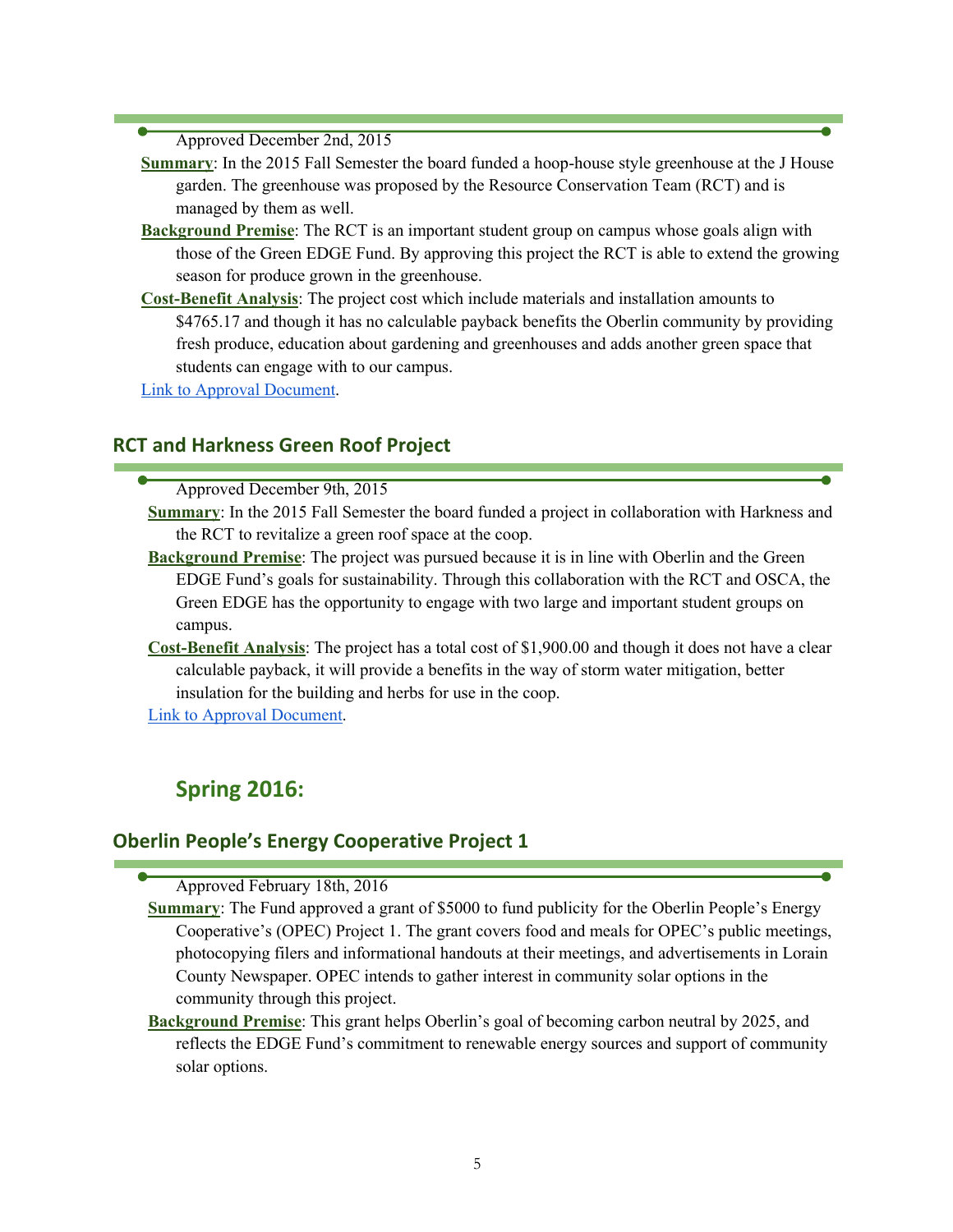Approved December 2nd, 2015

**Summary**: In the 2015 Fall Semester the board funded a hoop-house style greenhouse at the J House garden. The greenhouse was proposed by the Resource Conservation Team (RCT) and is managed by them as well.

**Background Premise**: The RCT is an important student group on campus whose goals align with those of the Green EDGE Fund. By approving this project the RCT is able to extend the growing season for produce grown in the greenhouse.

**Cost-Benefit Analysis**: The project cost which include materials and installation amounts to $4765.17 and though it has no calculable payback benefits the Oberlin community by providing fresh produce, education about gardening and greenhouses and adds another green space that students can engage with to our campus.

Link to Approval Document.

## RCT and Harkness Green Roof Project

Approved December 9th, 2015

**Summary**: In the 2015 Fall Semester the board funded a project in collaboration with Harkness and the RCT to revitalize a green roof space at the coop.

**Background Premise**: The project was pursued because it is in line with Oberlin and the Green EDGE Fund's goals for sustainability. Through this collaboration with the RCT and OSCA, the Green EDGE has the opportunity to engage with two large and important student groups on campus.

**Cost-Benefit Analysis**: The project has a total cost of $1,900.00 and though it does not have a clear calculable payback, it will provide a benefits in the way of storm water mitigation, better insulation for the building and herbs for use in the coop.

Link to Approval Document.

# Spring 2016:

## Oberlin People's Energy Cooperative Project 1

Approved February 18th, 2016

**Summary**: The Fund approved a grant of $5000 to fund publicity for the Oberlin People's Energy Cooperative's (OPEC) Project 1. The grant covers food and meals for OPEC's public meetings, photocopying filers and informational handouts at their meetings, and advertisements in Lorain County Newspaper. OPEC intends to gather interest in community solar options in the community through this project.

**Background Premise**: This grant helps Oberlin's goal of becoming carbon neutral by 2025, and reflects the EDGE Fund's commitment to renewable energy sources and support of community solar options.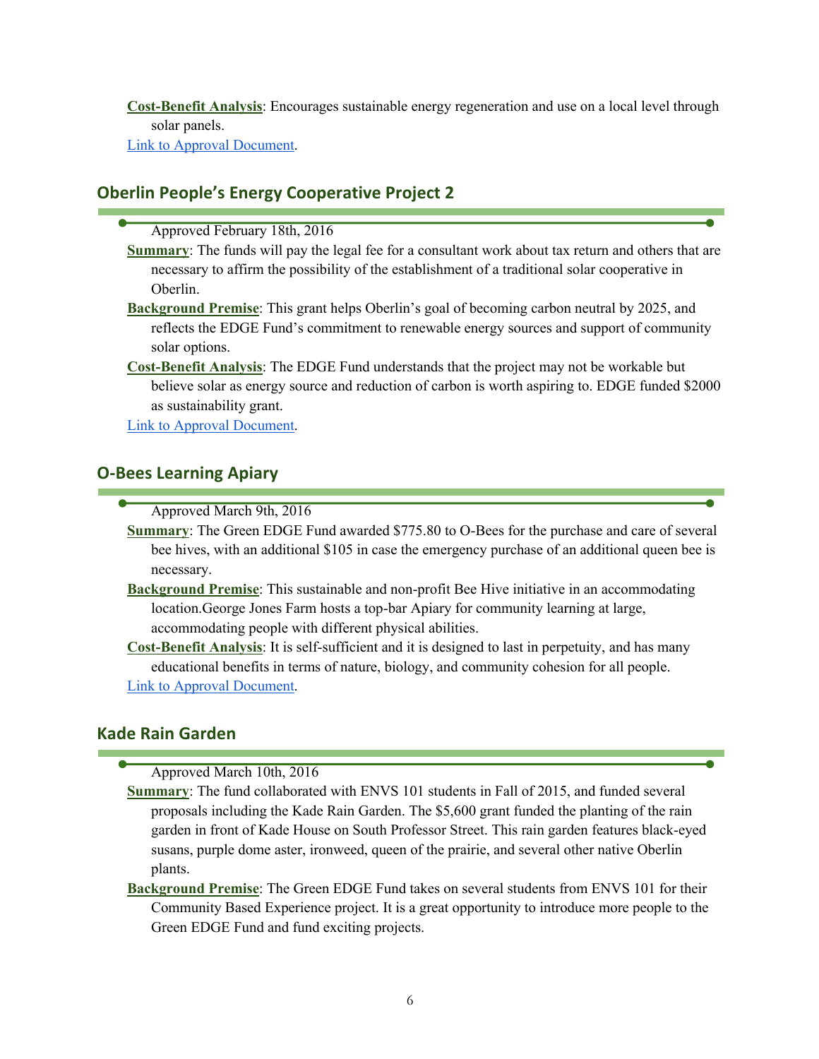**Cost-Benefit Analysis**: Encourages sustainable energy regeneration and use on a local level through solar panels.

Link to Approval Document.

## Oberlin People's Energy Cooperative Project 2

Approved February 18th, 2016

**Summary**: The funds will pay the legal fee for a consultant work about tax return and others that are necessary to affirm the possibility of the establishment of a traditional solar cooperative in Oberlin.

**Background Premise**: This grant helps Oberlin's goal of becoming carbon neutral by 2025, and reflects the EDGE Fund's commitment to renewable energy sources and support of community solar options.

**Cost-Benefit Analysis**: The EDGE Fund understands that the project may not be workable but believe solar as energy source and reduction of carbon is worth aspiring to. EDGE funded $2000 as sustainability grant.

Link to Approval Document.

## O-Bees Learning Apiary

Approved March 9th, 2016

**Summary**: The Green EDGE Fund awarded $775.80 to O-Bees for the purchase and care of several bee hives, with an additional $105 in case the emergency purchase of an additional queen bee is necessary.

**Background Premise**: This sustainable and non-profit Bee Hive initiative in an accommodating location.George Jones Farm hosts a top-bar Apiary for community learning at large, accommodating people with different physical abilities.

**Cost-Benefit Analysis**: It is self-sufficient and it is designed to last in perpetuity, and has many educational benefits in terms of nature, biology, and community cohesion for all people.

Link to Approval Document.

## Kade Rain Garden

Approved March 10th, 2016

**Summary**: The fund collaborated with ENVS 101 students in Fall of 2015, and funded several proposals including the Kade Rain Garden. The $5,600 grant funded the planting of the rain garden in front of Kade House on South Professor Street. This rain garden features black-eyed susans, purple dome aster, ironweed, queen of the prairie, and several other native Oberlin plants.

**Background Premise**: The Green EDGE Fund takes on several students from ENVS 101 for their Community Based Experience project. It is a great opportunity to introduce more people to the Green EDGE Fund and fund exciting projects.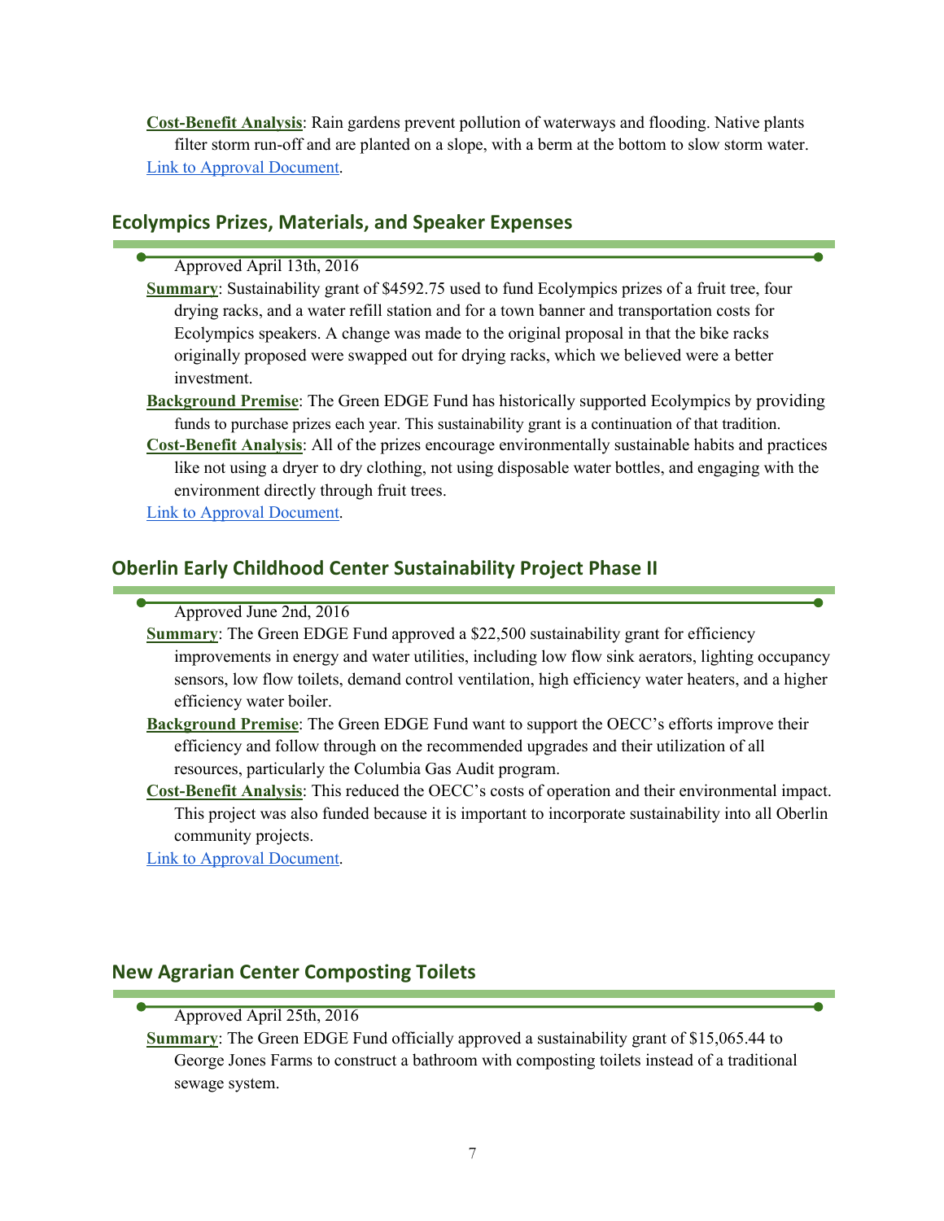**Cost-Benefit Analysis**: Rain gardens prevent pollution of waterways and flooding. Native plants filter storm run-off and are planted on a slope, with a berm at the bottom to slow storm water.
Link to Approval Document.

## Ecolympics Prizes, Materials, and Speaker Expenses

Approved April 13th, 2016

**Summary**: Sustainability grant of $4592.75 used to fund Ecolympics prizes of a fruit tree, four drying racks, and a water refill station and for a town banner and transportation costs for Ecolympics speakers. A change was made to the original proposal in that the bike racks originally proposed were swapped out for drying racks, which we believed were a better investment.

**Background Premise**: The Green EDGE Fund has historically supported Ecolympics by providing funds to purchase prizes each year. This sustainability grant is a continuation of that tradition.

**Cost-Benefit Analysis**: All of the prizes encourage environmentally sustainable habits and practices like not using a dryer to dry clothing, not using disposable water bottles, and engaging with the environment directly through fruit trees.

Link to Approval Document.

## Oberlin Early Childhood Center Sustainability Project Phase II

Approved June 2nd, 2016

**Summary**: The Green EDGE Fund approved a $22,500 sustainability grant for efficiency improvements in energy and water utilities, including low flow sink aerators, lighting occupancy sensors, low flow toilets, demand control ventilation, high efficiency water heaters, and a higher efficiency water boiler.

**Background Premise**: The Green EDGE Fund want to support the OECC's efforts improve their efficiency and follow through on the recommended upgrades and their utilization of all resources, particularly the Columbia Gas Audit program.

**Cost-Benefit Analysis**: This reduced the OECC's costs of operation and their environmental impact. This project was also funded because it is important to incorporate sustainability into all Oberlin community projects.

Link to Approval Document.

## New Agrarian Center Composting Toilets

Approved April 25th, 2016

**Summary**: The Green EDGE Fund officially approved a sustainability grant of $15,065.44 to George Jones Farms to construct a bathroom with composting toilets instead of a traditional sewage system.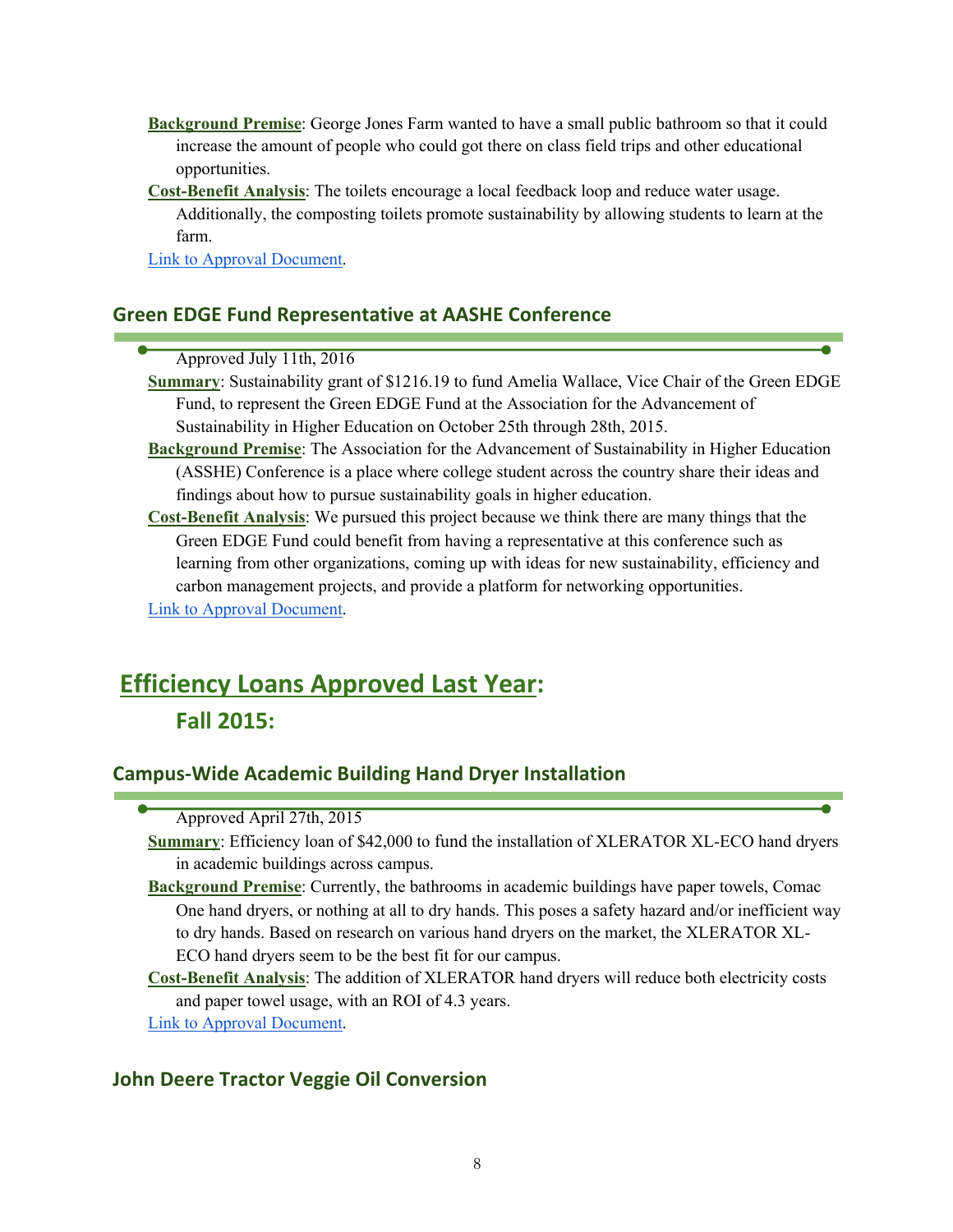**Background Premise**: George Jones Farm wanted to have a small public bathroom so that it could increase the amount of people who could got there on class field trips and other educational opportunities.

**Cost-Benefit Analysis**: The toilets encourage a local feedback loop and reduce water usage. Additionally, the composting toilets promote sustainability by allowing students to learn at the farm.

Link to Approval Document.

### Green EDGE Fund Representative at AASHE Conference

Approved July 11th, 2016

**Summary**: Sustainability grant of $1216.19 to fund Amelia Wallace, Vice Chair of the Green EDGE Fund, to represent the Green EDGE Fund at the Association for the Advancement of Sustainability in Higher Education on October 25th through 28th, 2015.

**Background Premise**: The Association for the Advancement of Sustainability in Higher Education (ASSHE) Conference is a place where college student across the country share their ideas and findings about how to pursue sustainability goals in higher education.

**Cost-Benefit Analysis**: We pursued this project because we think there are many things that the Green EDGE Fund could benefit from having a representative at this conference such as learning from other organizations, coming up with ideas for new sustainability, efficiency and carbon management projects, and provide a platform for networking opportunities.

Link to Approval Document.

# Efficiency Loans Approved Last Year:

## Fall 2015:

### Campus-Wide Academic Building Hand Dryer Installation

Approved April 27th, 2015

**Summary**: Efficiency loan of $42,000 to fund the installation of XLERATOR XL-ECO hand dryers in academic buildings across campus.

**Background Premise**: Currently, the bathrooms in academic buildings have paper towels, Comac One hand dryers, or nothing at all to dry hands. This poses a safety hazard and/or inefficient way to dry hands. Based on research on various hand dryers on the market, the XLERATOR XL-ECO hand dryers seem to be the best fit for our campus.

**Cost-Benefit Analysis**: The addition of XLERATOR hand dryers will reduce both electricity costs and paper towel usage, with an ROI of 4.3 years.

Link to Approval Document.

### John Deere Tractor Veggie Oil Conversion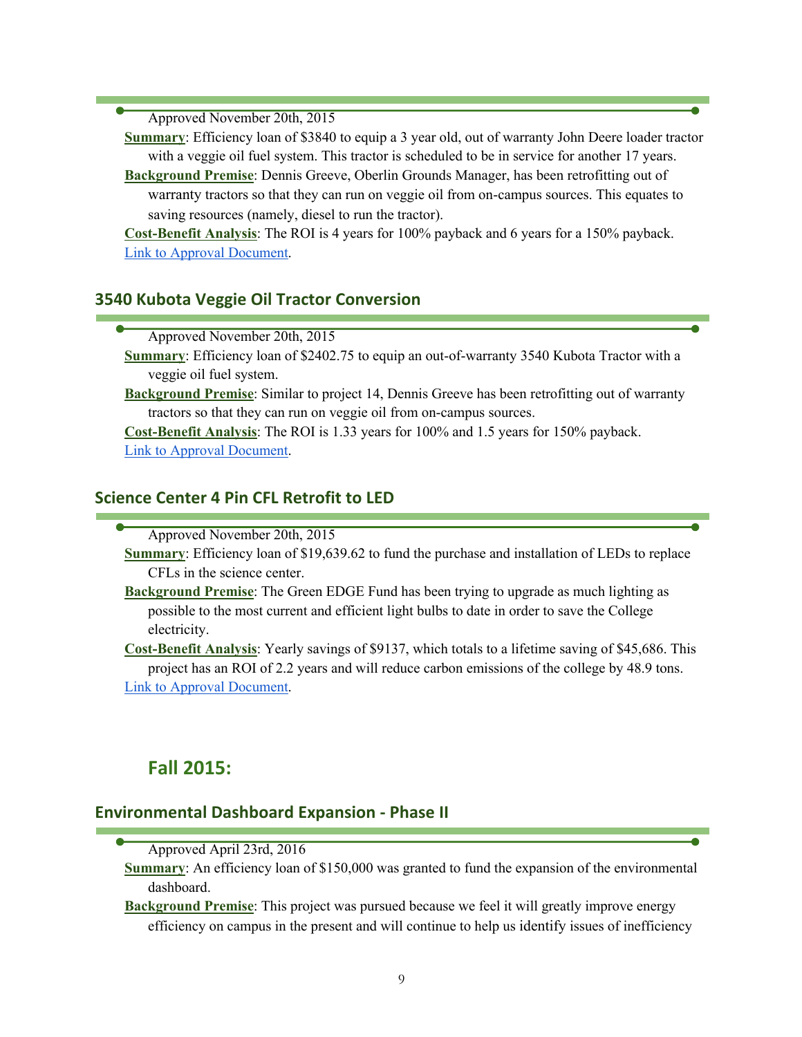Approved November 20th, 2015

**Summary**: Efficiency loan of $3840 to equip a 3 year old, out of warranty John Deere loader tractor with a veggie oil fuel system. This tractor is scheduled to be in service for another 17 years.

**Background Premise**: Dennis Greeve, Oberlin Grounds Manager, has been retrofitting out of warranty tractors so that they can run on veggie oil from on-campus sources. This equates to saving resources (namely, diesel to run the tractor).

**Cost-Benefit Analysis**: The ROI is 4 years for 100% payback and 6 years for a 150% payback.

Link to Approval Document.

## 3540 Kubota Veggie Oil Tractor Conversion

Approved November 20th, 2015

**Summary**: Efficiency loan of $2402.75 to equip an out-of-warranty 3540 Kubota Tractor with a veggie oil fuel system.

**Background Premise**: Similar to project 14, Dennis Greeve has been retrofitting out of warranty tractors so that they can run on veggie oil from on-campus sources.

**Cost-Benefit Analysis**: The ROI is 1.33 years for 100% and 1.5 years for 150% payback.

Link to Approval Document.

## Science Center 4 Pin CFL Retrofit to LED

Approved November 20th, 2015

**Summary**: Efficiency loan of $19,639.62 to fund the purchase and installation of LEDs to replace CFLs in the science center.

**Background Premise**: The Green EDGE Fund has been trying to upgrade as much lighting as possible to the most current and efficient light bulbs to date in order to save the College electricity.

**Cost-Benefit Analysis**: Yearly savings of $9137, which totals to a lifetime saving of $45,686. This project has an ROI of 2.2 years and will reduce carbon emissions of the college by 48.9 tons.

Link to Approval Document.

# Fall 2015:

## Environmental Dashboard Expansion - Phase II

Approved April 23rd, 2016

**Summary**: An efficiency loan of $150,000 was granted to fund the expansion of the environmental dashboard.

**Background Premise**: This project was pursued because we feel it will greatly improve energy efficiency on campus in the present and will continue to help us identify issues of inefficiency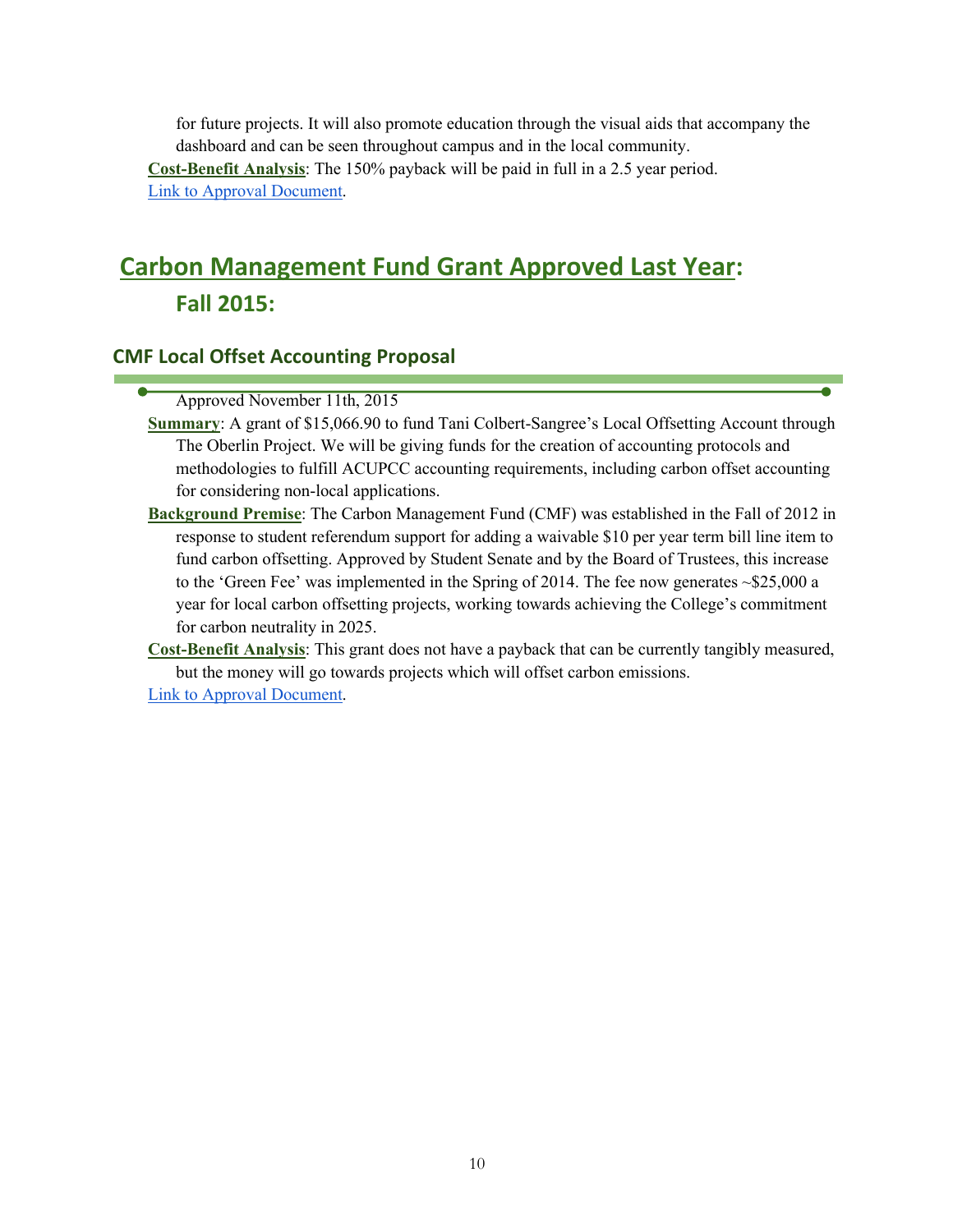for future projects. It will also promote education through the visual aids that accompany the dashboard and can be seen throughout campus and in the local community.

**Cost-Benefit Analysis**: The 150% payback will be paid in full in a 2.5 year period.

Link to Approval Document.

# Carbon Management Fund Grant Approved Last Year:

## Fall 2015:

### CMF Local Offset Accounting Proposal

Approved November 11th, 2015

**Summary**: A grant of $15,066.90 to fund Tani Colbert-Sangree's Local Offsetting Account through The Oberlin Project. We will be giving funds for the creation of accounting protocols and methodologies to fulfill ACUPCC accounting requirements, including carbon offset accounting for considering non-local applications.

**Background Premise**: The Carbon Management Fund (CMF) was established in the Fall of 2012 in response to student referendum support for adding a waivable $10 per year term bill line item to fund carbon offsetting. Approved by Student Senate and by the Board of Trustees, this increase to the 'Green Fee' was implemented in the Spring of 2014. The fee now generates ~$25,000 a year for local carbon offsetting projects, working towards achieving the College's commitment for carbon neutrality in 2025.

**Cost-Benefit Analysis**: This grant does not have a payback that can be currently tangibly measured, but the money will go towards projects which will offset carbon emissions.

Link to Approval Document.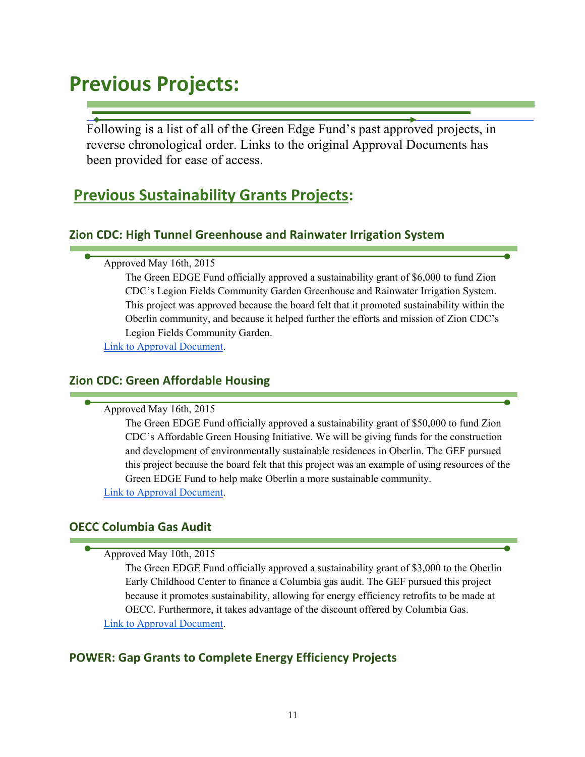# Previous Projects:

Following is a list of all of the Green Edge Fund's past approved projects, in reverse chronological order. Links to the original Approval Documents has been provided for ease of access.

## Previous Sustainability Grants Projects:

### Zion CDC: High Tunnel Greenhouse and Rainwater Irrigation System

Approved May 16th, 2015

The Green EDGE Fund officially approved a sustainability grant of $6,000 to fund Zion CDC's Legion Fields Community Garden Greenhouse and Rainwater Irrigation System. This project was approved because the board felt that it promoted sustainability within the Oberlin community, and because it helped further the efforts and mission of Zion CDC's Legion Fields Community Garden.

Link to Approval Document.

### Zion CDC: Green Affordable Housing

Approved May 16th, 2015

The Green EDGE Fund officially approved a sustainability grant of $50,000 to fund Zion CDC's Affordable Green Housing Initiative. We will be giving funds for the construction and development of environmentally sustainable residences in Oberlin. The GEF pursued this project because the board felt that this project was an example of using resources of the Green EDGE Fund to help make Oberlin a more sustainable community.

Link to Approval Document.

### OECC Columbia Gas Audit

Approved May 10th, 2015

The Green EDGE Fund officially approved a sustainability grant of $3,000 to the Oberlin Early Childhood Center to finance a Columbia gas audit. The GEF pursued this project because it promotes sustainability, allowing for energy efficiency retrofits to be made at OECC. Furthermore, it takes advantage of the discount offered by Columbia Gas.

Link to Approval Document.

### POWER: Gap Grants to Complete Energy Efficiency Projects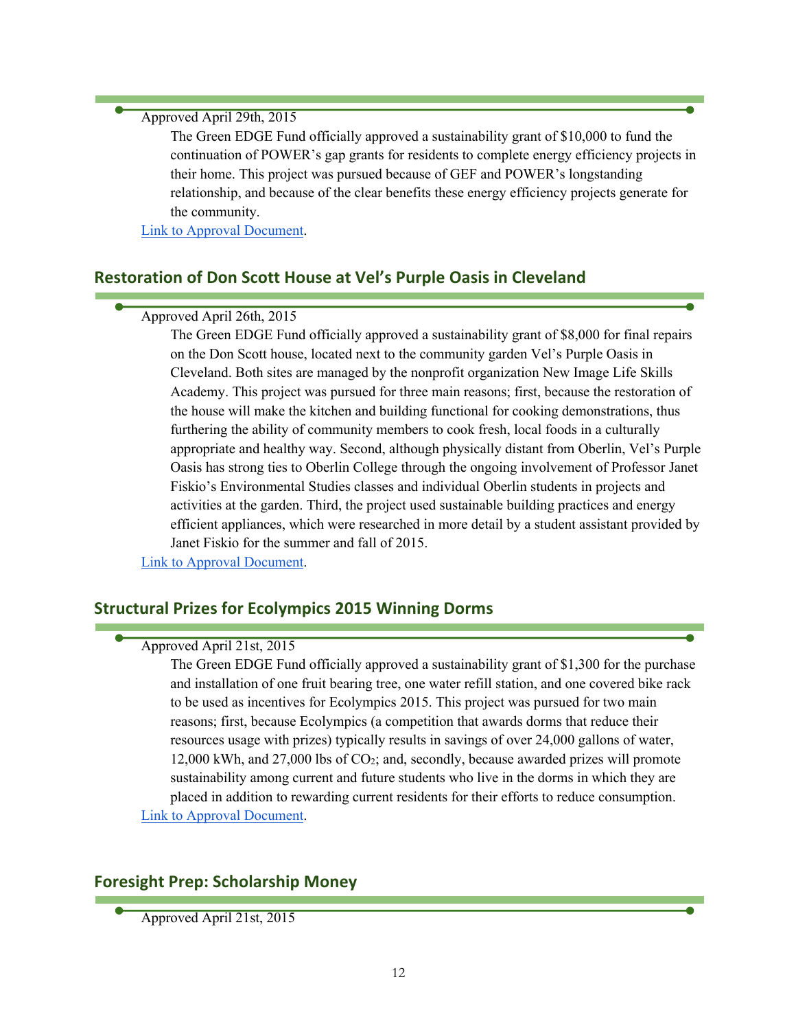Approved April 29th, 2015

The Green EDGE Fund officially approved a sustainability grant of $10,000 to fund the continuation of POWER's gap grants for residents to complete energy efficiency projects in their home. This project was pursued because of GEF and POWER's longstanding relationship, and because of the clear benefits these energy efficiency projects generate for the community.

Link to Approval Document.

## Restoration of Don Scott House at Vel's Purple Oasis in Cleveland

Approved April 26th, 2015

The Green EDGE Fund officially approved a sustainability grant of $8,000 for final repairs on the Don Scott house, located next to the community garden Vel's Purple Oasis in Cleveland. Both sites are managed by the nonprofit organization New Image Life Skills Academy. This project was pursued for three main reasons; first, because the restoration of the house will make the kitchen and building functional for cooking demonstrations, thus furthering the ability of community members to cook fresh, local foods in a culturally appropriate and healthy way. Second, although physically distant from Oberlin, Vel's Purple Oasis has strong ties to Oberlin College through the ongoing involvement of Professor Janet Fiskio's Environmental Studies classes and individual Oberlin students in projects and activities at the garden. Third, the project used sustainable building practices and energy efficient appliances, which were researched in more detail by a student assistant provided by Janet Fiskio for the summer and fall of 2015.

Link to Approval Document.

## Structural Prizes for Ecolympics 2015 Winning Dorms

Approved April 21st, 2015

The Green EDGE Fund officially approved a sustainability grant of $1,300 for the purchase and installation of one fruit bearing tree, one water refill station, and one covered bike rack to be used as incentives for Ecolympics 2015. This project was pursued for two main reasons; first, because Ecolympics (a competition that awards dorms that reduce their resources usage with prizes) typically results in savings of over 24,000 gallons of water, 12,000 kWh, and 27,000 lbs of $CO_2$; and, secondly, because awarded prizes will promote sustainability among current and future students who live in the dorms in which they are placed in addition to rewarding current residents for their efforts to reduce consumption.

Link to Approval Document.

## Foresight Prep: Scholarship Money

Approved April 21st, 2015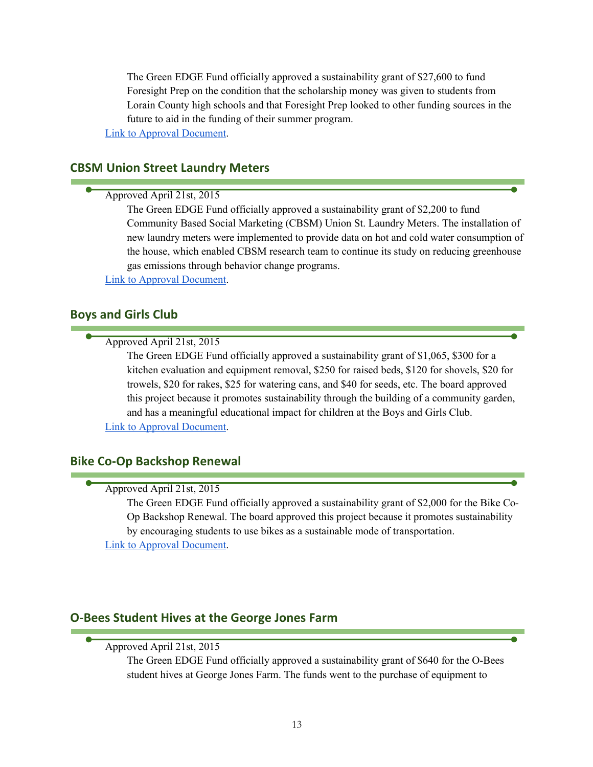The Green EDGE Fund officially approved a sustainability grant of $27,600 to fund Foresight Prep on the condition that the scholarship money was given to students from Lorain County high schools and that Foresight Prep looked to other funding sources in the future to aid in the funding of their summer program.

Link to Approval Document.

## CBSM Union Street Laundry Meters

Approved April 21st, 2015

The Green EDGE Fund officially approved a sustainability grant of $2,200 to fund Community Based Social Marketing (CBSM) Union St. Laundry Meters. The installation of new laundry meters were implemented to provide data on hot and cold water consumption of the house, which enabled CBSM research team to continue its study on reducing greenhouse gas emissions through behavior change programs.

Link to Approval Document.

## Boys and Girls Club

Approved April 21st, 2015

The Green EDGE Fund officially approved a sustainability grant of $1,065, $300 for a kitchen evaluation and equipment removal, $250 for raised beds, $120 for shovels, $20 for trowels, $20 for rakes, $25 for watering cans, and $40 for seeds, etc. The board approved this project because it promotes sustainability through the building of a community garden, and has a meaningful educational impact for children at the Boys and Girls Club.

Link to Approval Document.

## Bike Co-Op Backshop Renewal

Approved April 21st, 2015

The Green EDGE Fund officially approved a sustainability grant of $2,000 for the Bike Co-Op Backshop Renewal. The board approved this project because it promotes sustainability by encouraging students to use bikes as a sustainable mode of transportation.

Link to Approval Document.

## O-Bees Student Hives at the George Jones Farm

Approved April 21st, 2015

The Green EDGE Fund officially approved a sustainability grant of $640 for the O-Bees student hives at George Jones Farm. The funds went to the purchase of equipment to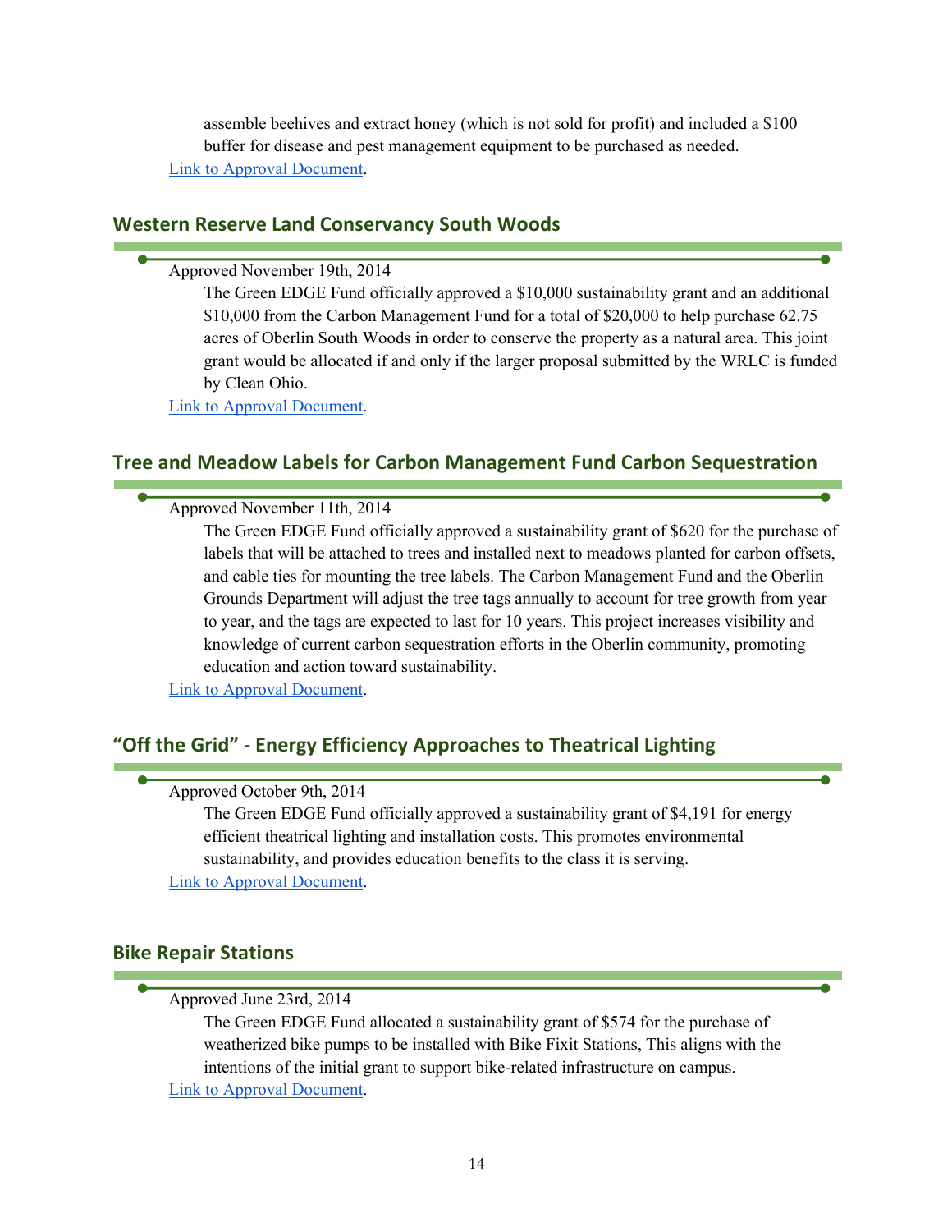assemble beehives and extract honey (which is not sold for profit) and included a $100 buffer for disease and pest management equipment to be purchased as needed.

Link to Approval Document.

## Western Reserve Land Conservancy South Woods

Approved November 19th, 2014

The Green EDGE Fund officially approved a $10,000 sustainability grant and an additional $10,000 from the Carbon Management Fund for a total of $20,000 to help purchase 62.75 acres of Oberlin South Woods in order to conserve the property as a natural area. This joint grant would be allocated if and only if the larger proposal submitted by the WRLC is funded by Clean Ohio.

Link to Approval Document.

## Tree and Meadow Labels for Carbon Management Fund Carbon Sequestration

Approved November 11th, 2014

The Green EDGE Fund officially approved a sustainability grant of $620 for the purchase of labels that will be attached to trees and installed next to meadows planted for carbon offsets, and cable ties for mounting the tree labels. The Carbon Management Fund and the Oberlin Grounds Department will adjust the tree tags annually to account for tree growth from year to year, and the tags are expected to last for 10 years. This project increases visibility and knowledge of current carbon sequestration efforts in the Oberlin community, promoting education and action toward sustainability.

Link to Approval Document.

## "Off the Grid" - Energy Efficiency Approaches to Theatrical Lighting

Approved October 9th, 2014

The Green EDGE Fund officially approved a sustainability grant of $4,191 for energy efficient theatrical lighting and installation costs. This promotes environmental sustainability, and provides education benefits to the class it is serving.

Link to Approval Document.

## Bike Repair Stations

Approved June 23rd, 2014

The Green EDGE Fund allocated a sustainability grant of $574 for the purchase of weatherized bike pumps to be installed with Bike Fixit Stations, This aligns with the intentions of the initial grant to support bike-related infrastructure on campus.

Link to Approval Document.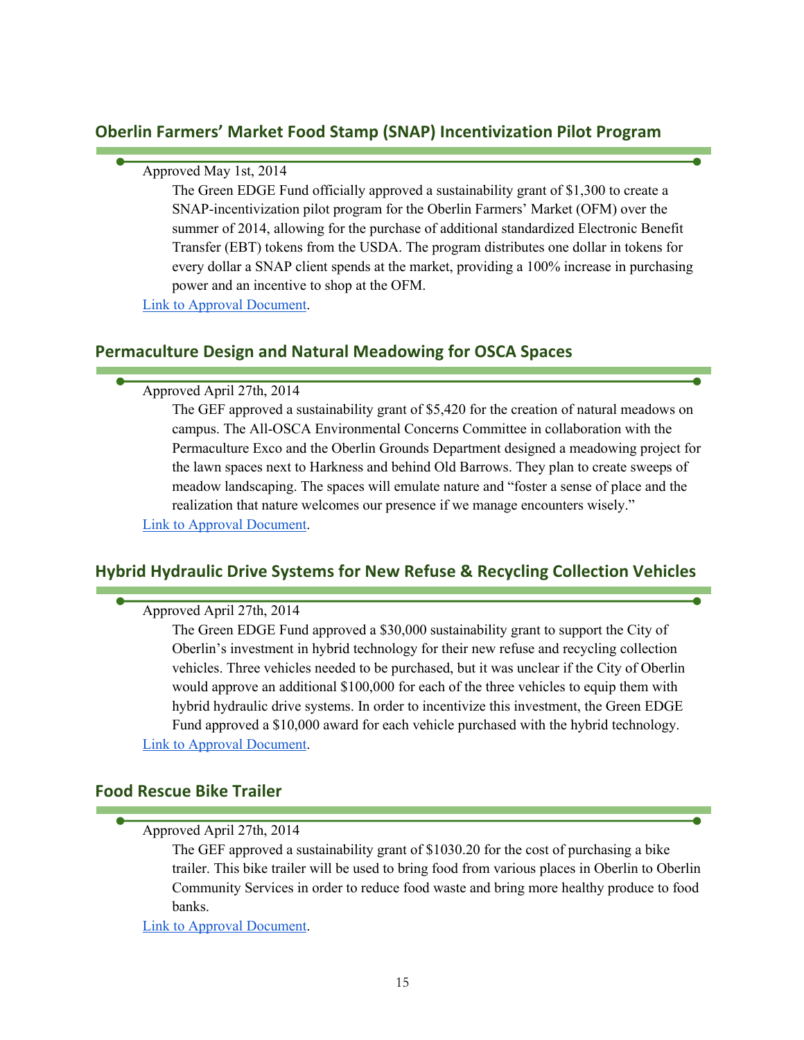## Oberlin Farmers' Market Food Stamp (SNAP) Incentivization Pilot Program

Approved May 1st, 2014

The Green EDGE Fund officially approved a sustainability grant of $1,300 to create a SNAP-incentivization pilot program for the Oberlin Farmers' Market (OFM) over the summer of 2014, allowing for the purchase of additional standardized Electronic Benefit Transfer (EBT) tokens from the USDA. The program distributes one dollar in tokens for every dollar a SNAP client spends at the market, providing a 100% increase in purchasing power and an incentive to shop at the OFM.

Link to Approval Document.

## Permaculture Design and Natural Meadowing for OSCA Spaces

Approved April 27th, 2014

The GEF approved a sustainability grant of $5,420 for the creation of natural meadows on campus. The All-OSCA Environmental Concerns Committee in collaboration with the Permaculture Exco and the Oberlin Grounds Department designed a meadowing project for the lawn spaces next to Harkness and behind Old Barrows. They plan to create sweeps of meadow landscaping. The spaces will emulate nature and "foster a sense of place and the realization that nature welcomes our presence if we manage encounters wisely."

Link to Approval Document.

## Hybrid Hydraulic Drive Systems for New Refuse & Recycling Collection Vehicles

Approved April 27th, 2014

The Green EDGE Fund approved a $30,000 sustainability grant to support the City of Oberlin's investment in hybrid technology for their new refuse and recycling collection vehicles. Three vehicles needed to be purchased, but it was unclear if the City of Oberlin would approve an additional $100,000 for each of the three vehicles to equip them with hybrid hydraulic drive systems. In order to incentivize this investment, the Green EDGE Fund approved a $10,000 award for each vehicle purchased with the hybrid technology.

Link to Approval Document.

## Food Rescue Bike Trailer

Approved April 27th, 2014

The GEF approved a sustainability grant of $1030.20 for the cost of purchasing a bike trailer. This bike trailer will be used to bring food from various places in Oberlin to Oberlin Community Services in order to reduce food waste and bring more healthy produce to food banks.

Link to Approval Document.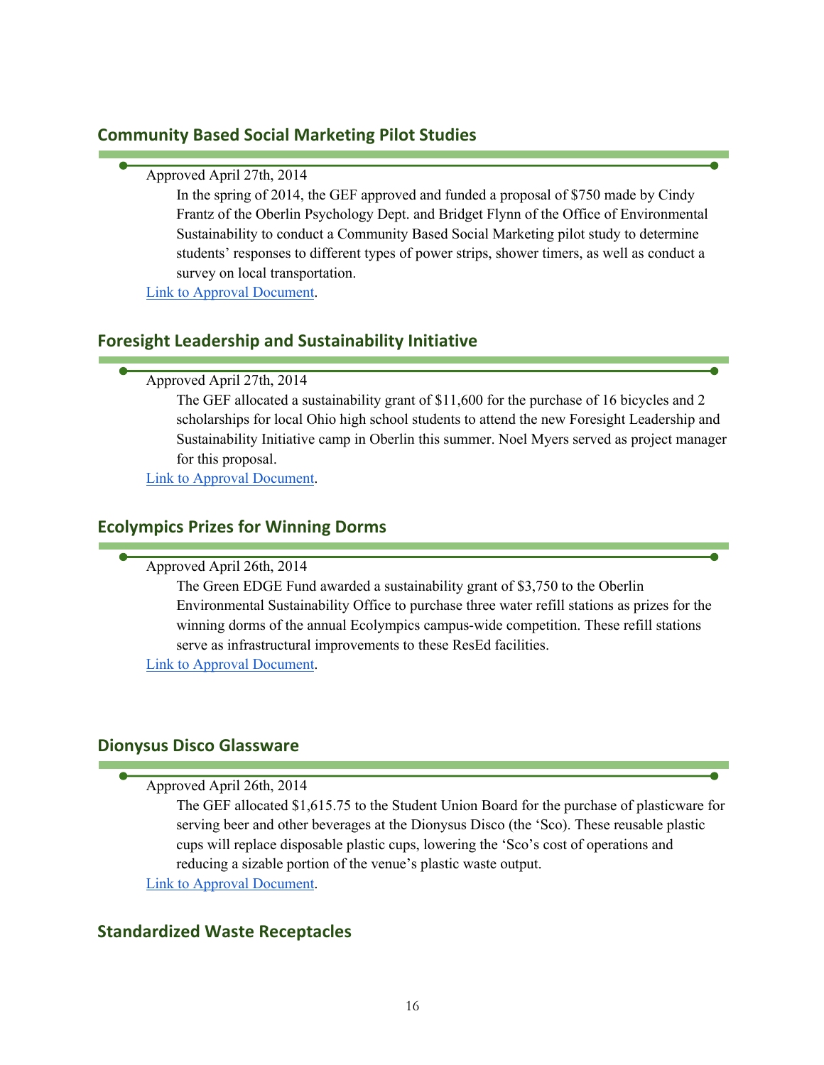## Community Based Social Marketing Pilot Studies

Approved April 27th, 2014

In the spring of 2014, the GEF approved and funded a proposal of $750 made by Cindy Frantz of the Oberlin Psychology Dept. and Bridget Flynn of the Office of Environmental Sustainability to conduct a Community Based Social Marketing pilot study to determine students' responses to different types of power strips, shower timers, as well as conduct a survey on local transportation.

Link to Approval Document.

## Foresight Leadership and Sustainability Initiative

Approved April 27th, 2014

The GEF allocated a sustainability grant of $11,600 for the purchase of 16 bicycles and 2 scholarships for local Ohio high school students to attend the new Foresight Leadership and Sustainability Initiative camp in Oberlin this summer. Noel Myers served as project manager for this proposal.

Link to Approval Document.

## Ecolympics Prizes for Winning Dorms

Approved April 26th, 2014

The Green EDGE Fund awarded a sustainability grant of $3,750 to the Oberlin Environmental Sustainability Office to purchase three water refill stations as prizes for the winning dorms of the annual Ecolympics campus-wide competition. These refill stations serve as infrastructural improvements to these ResEd facilities.

Link to Approval Document.

## Dionysus Disco Glassware

Approved April 26th, 2014

The GEF allocated $1,615.75 to the Student Union Board for the purchase of plasticware for serving beer and other beverages at the Dionysus Disco (the 'Sco). These reusable plastic cups will replace disposable plastic cups, lowering the 'Sco's cost of operations and reducing a sizable portion of the venue's plastic waste output.

Link to Approval Document.

## Standardized Waste Receptacles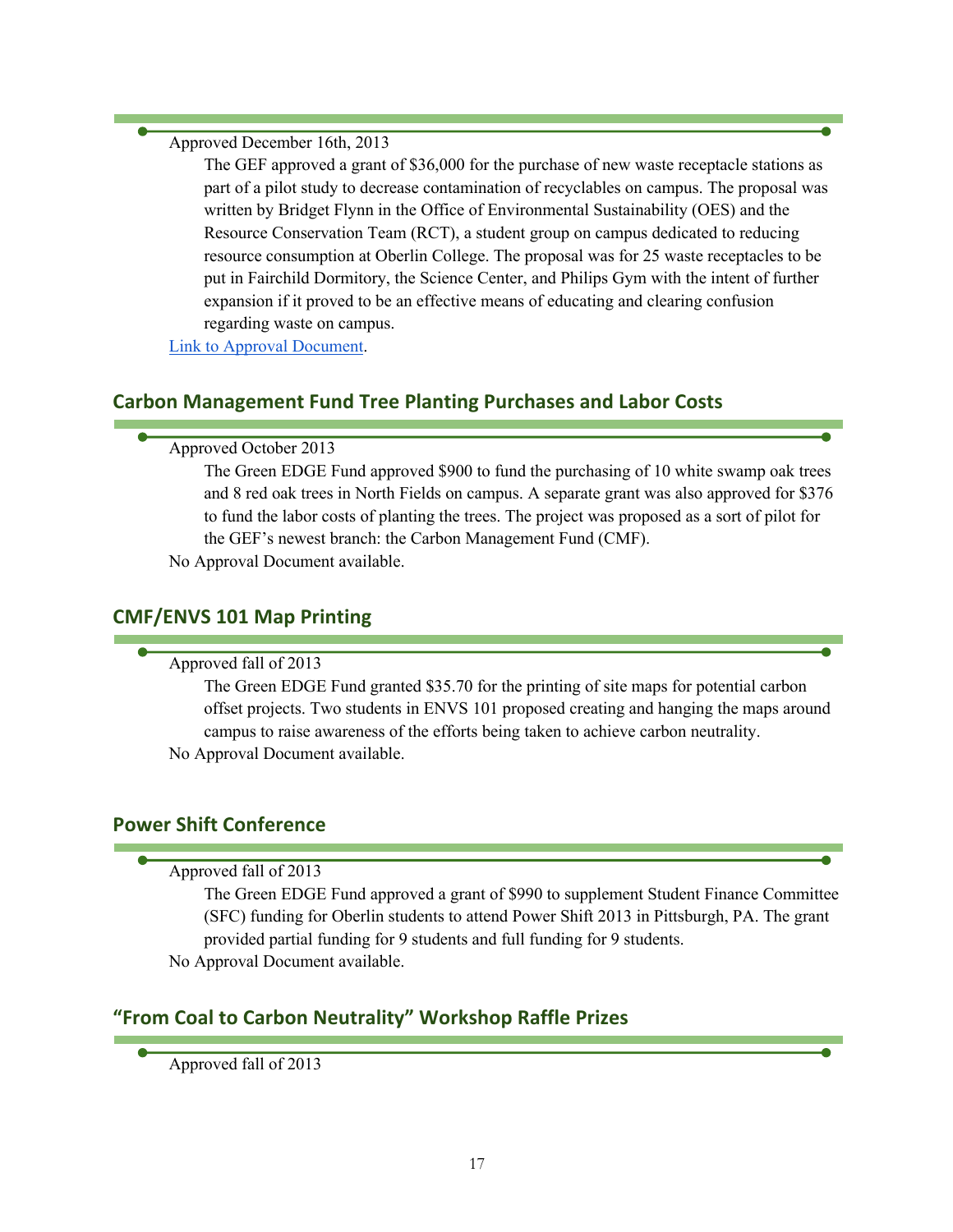Approved December 16th, 2013

The GEF approved a grant of $36,000 for the purchase of new waste receptacle stations as part of a pilot study to decrease contamination of recyclables on campus. The proposal was written by Bridget Flynn in the Office of Environmental Sustainability (OES) and the Resource Conservation Team (RCT), a student group on campus dedicated to reducing resource consumption at Oberlin College. The proposal was for 25 waste receptacles to be put in Fairchild Dormitory, the Science Center, and Philips Gym with the intent of further expansion if it proved to be an effective means of educating and clearing confusion regarding waste on campus.

Link to Approval Document.

## Carbon Management Fund Tree Planting Purchases and Labor Costs

Approved October 2013

The Green EDGE Fund approved $900 to fund the purchasing of 10 white swamp oak trees and 8 red oak trees in North Fields on campus. A separate grant was also approved for $376 to fund the labor costs of planting the trees. The project was proposed as a sort of pilot for the GEF's newest branch: the Carbon Management Fund (CMF).

No Approval Document available.

## CMF/ENVS 101 Map Printing

Approved fall of 2013

The Green EDGE Fund granted $35.70 for the printing of site maps for potential carbon offset projects. Two students in ENVS 101 proposed creating and hanging the maps around campus to raise awareness of the efforts being taken to achieve carbon neutrality.

No Approval Document available.

## Power Shift Conference

Approved fall of 2013

The Green EDGE Fund approved a grant of $990 to supplement Student Finance Committee (SFC) funding for Oberlin students to attend Power Shift 2013 in Pittsburgh, PA. The grant provided partial funding for 9 students and full funding for 9 students.

No Approval Document available.

## "From Coal to Carbon Neutrality" Workshop Raffle Prizes

Approved fall of 2013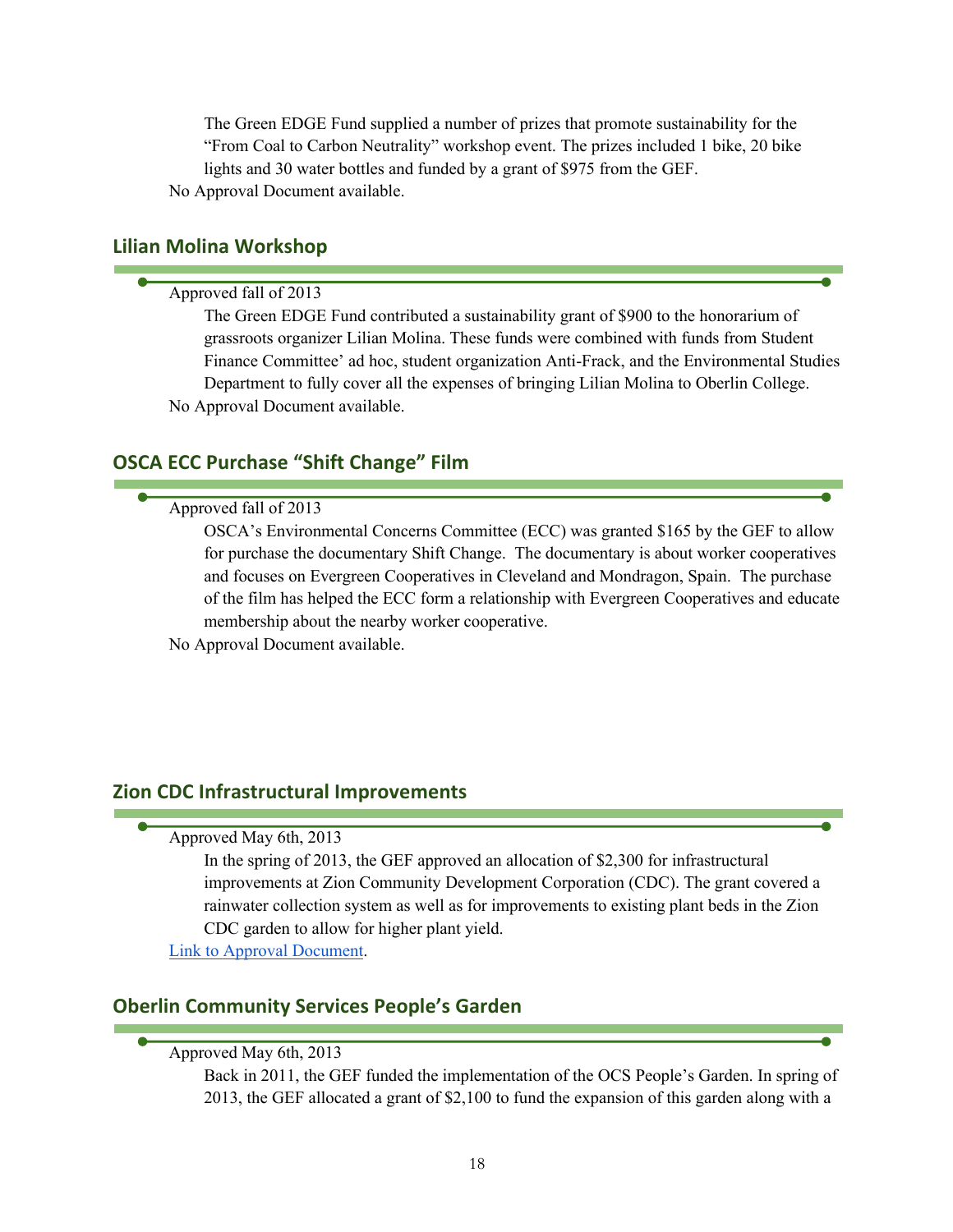The Green EDGE Fund supplied a number of prizes that promote sustainability for the "From Coal to Carbon Neutrality" workshop event. The prizes included 1 bike, 20 bike lights and 30 water bottles and funded by a grant of $975 from the GEF.

No Approval Document available.

## Lilian Molina Workshop

Approved fall of 2013

The Green EDGE Fund contributed a sustainability grant of $900 to the honorarium of grassroots organizer Lilian Molina. These funds were combined with funds from Student Finance Committee' ad hoc, student organization Anti-Frack, and the Environmental Studies Department to fully cover all the expenses of bringing Lilian Molina to Oberlin College.

No Approval Document available.

## OSCA ECC Purchase "Shift Change" Film

Approved fall of 2013

OSCA's Environmental Concerns Committee (ECC) was granted $165 by the GEF to allow for purchase the documentary Shift Change. The documentary is about worker cooperatives and focuses on Evergreen Cooperatives in Cleveland and Mondragon, Spain. The purchase of the film has helped the ECC form a relationship with Evergreen Cooperatives and educate membership about the nearby worker cooperative.

No Approval Document available.

## Zion CDC Infrastructural Improvements

Approved May 6th, 2013

In the spring of 2013, the GEF approved an allocation of $2,300 for infrastructural improvements at Zion Community Development Corporation (CDC). The grant covered a rainwater collection system as well as for improvements to existing plant beds in the Zion CDC garden to allow for higher plant yield.

Link to Approval Document.

## Oberlin Community Services People's Garden

Approved May 6th, 2013

Back in 2011, the GEF funded the implementation of the OCS People's Garden. In spring of 2013, the GEF allocated a grant of $2,100 to fund the expansion of this garden along with a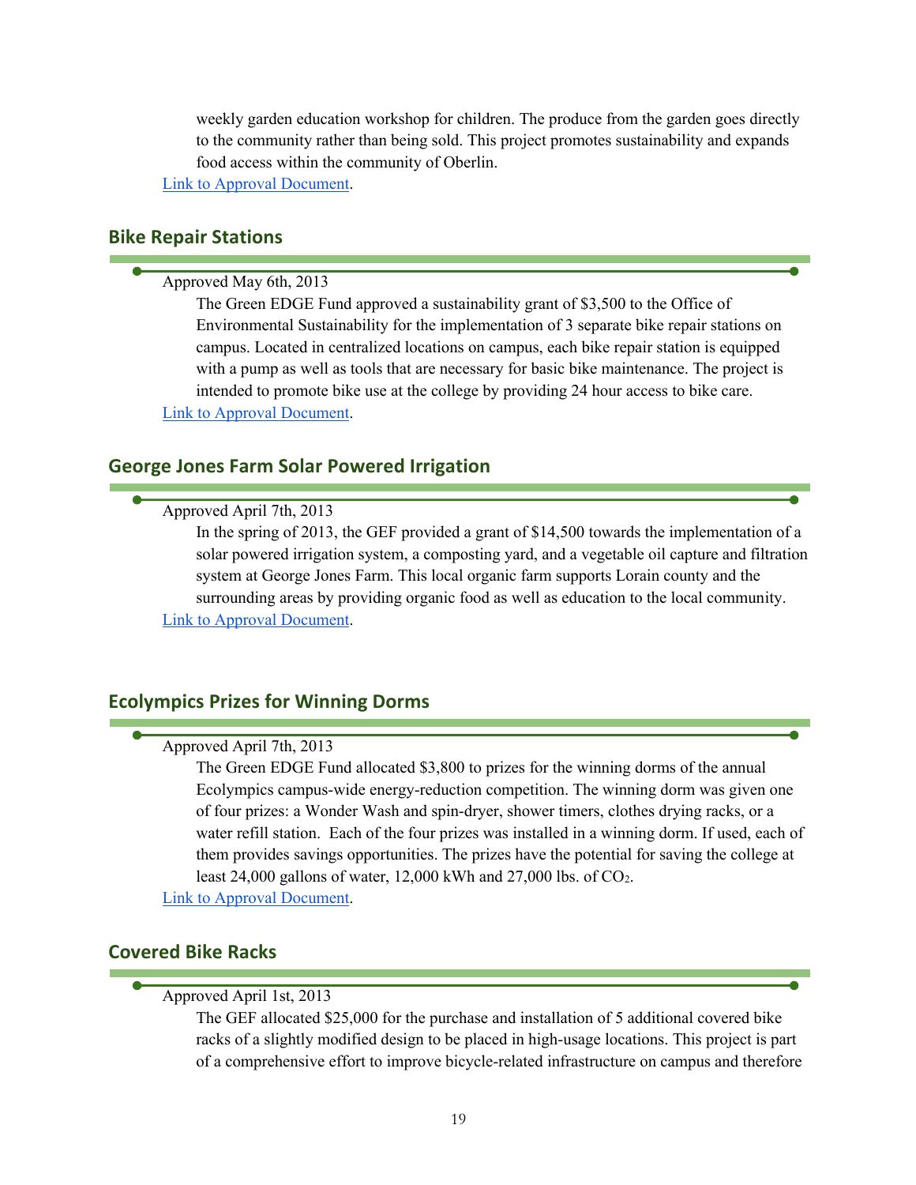weekly garden education workshop for children. The produce from the garden goes directly to the community rather than being sold. This project promotes sustainability and expands food access within the community of Oberlin.

Link to Approval Document.

## Bike Repair Stations

Approved May 6th, 2013

The Green EDGE Fund approved a sustainability grant of $3,500 to the Office of Environmental Sustainability for the implementation of 3 separate bike repair stations on campus. Located in centralized locations on campus, each bike repair station is equipped with a pump as well as tools that are necessary for basic bike maintenance. The project is intended to promote bike use at the college by providing 24 hour access to bike care.

Link to Approval Document.

## George Jones Farm Solar Powered Irrigation

Approved April 7th, 2013

In the spring of 2013, the GEF provided a grant of $14,500 towards the implementation of a solar powered irrigation system, a composting yard, and a vegetable oil capture and filtration system at George Jones Farm. This local organic farm supports Lorain county and the surrounding areas by providing organic food as well as education to the local community.

Link to Approval Document.

## Ecolympics Prizes for Winning Dorms

Approved April 7th, 2013

The Green EDGE Fund allocated $3,800 to prizes for the winning dorms of the annual Ecolympics campus-wide energy-reduction competition. The winning dorm was given one of four prizes: a Wonder Wash and spin-dryer, shower timers, clothes drying racks, or a water refill station. Each of the four prizes was installed in a winning dorm. If used, each of them provides savings opportunities. The prizes have the potential for saving the college at least 24,000 gallons of water, 12,000 kWh and 27,000 lbs. of $CO_2$.

Link to Approval Document.

## Covered Bike Racks

Approved April 1st, 2013

The GEF allocated $25,000 for the purchase and installation of 5 additional covered bike racks of a slightly modified design to be placed in high-usage locations. This project is part of a comprehensive effort to improve bicycle-related infrastructure on campus and therefore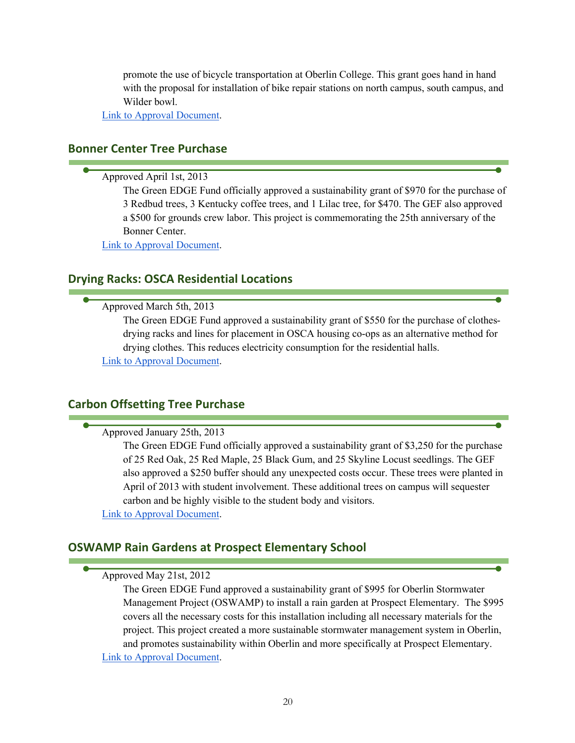promote the use of bicycle transportation at Oberlin College. This grant goes hand in hand with the proposal for installation of bike repair stations on north campus, south campus, and Wilder bowl.

Link to Approval Document.

## Bonner Center Tree Purchase

Approved April 1st, 2013

The Green EDGE Fund officially approved a sustainability grant of $970 for the purchase of 3 Redbud trees, 3 Kentucky coffee trees, and 1 Lilac tree, for $470. The GEF also approved a $500 for grounds crew labor. This project is commemorating the 25th anniversary of the Bonner Center.

Link to Approval Document.

## Drying Racks: OSCA Residential Locations

Approved March 5th, 2013

The Green EDGE Fund approved a sustainability grant of $550 for the purchase of clothes-drying racks and lines for placement in OSCA housing co-ops as an alternative method for drying clothes. This reduces electricity consumption for the residential halls.

Link to Approval Document.

## Carbon Offsetting Tree Purchase

Approved January 25th, 2013

The Green EDGE Fund officially approved a sustainability grant of $3,250 for the purchase of 25 Red Oak, 25 Red Maple, 25 Black Gum, and 25 Skyline Locust seedlings. The GEF also approved a $250 buffer should any unexpected costs occur. These trees were planted in April of 2013 with student involvement. These additional trees on campus will sequester carbon and be highly visible to the student body and visitors.

Link to Approval Document.

## OSWAMP Rain Gardens at Prospect Elementary School

Approved May 21st, 2012

The Green EDGE Fund approved a sustainability grant of $995 for Oberlin Stormwater Management Project (OSWAMP) to install a rain garden at Prospect Elementary. The $995 covers all the necessary costs for this installation including all necessary materials for the project. This project created a more sustainable stormwater management system in Oberlin, and promotes sustainability within Oberlin and more specifically at Prospect Elementary.

Link to Approval Document.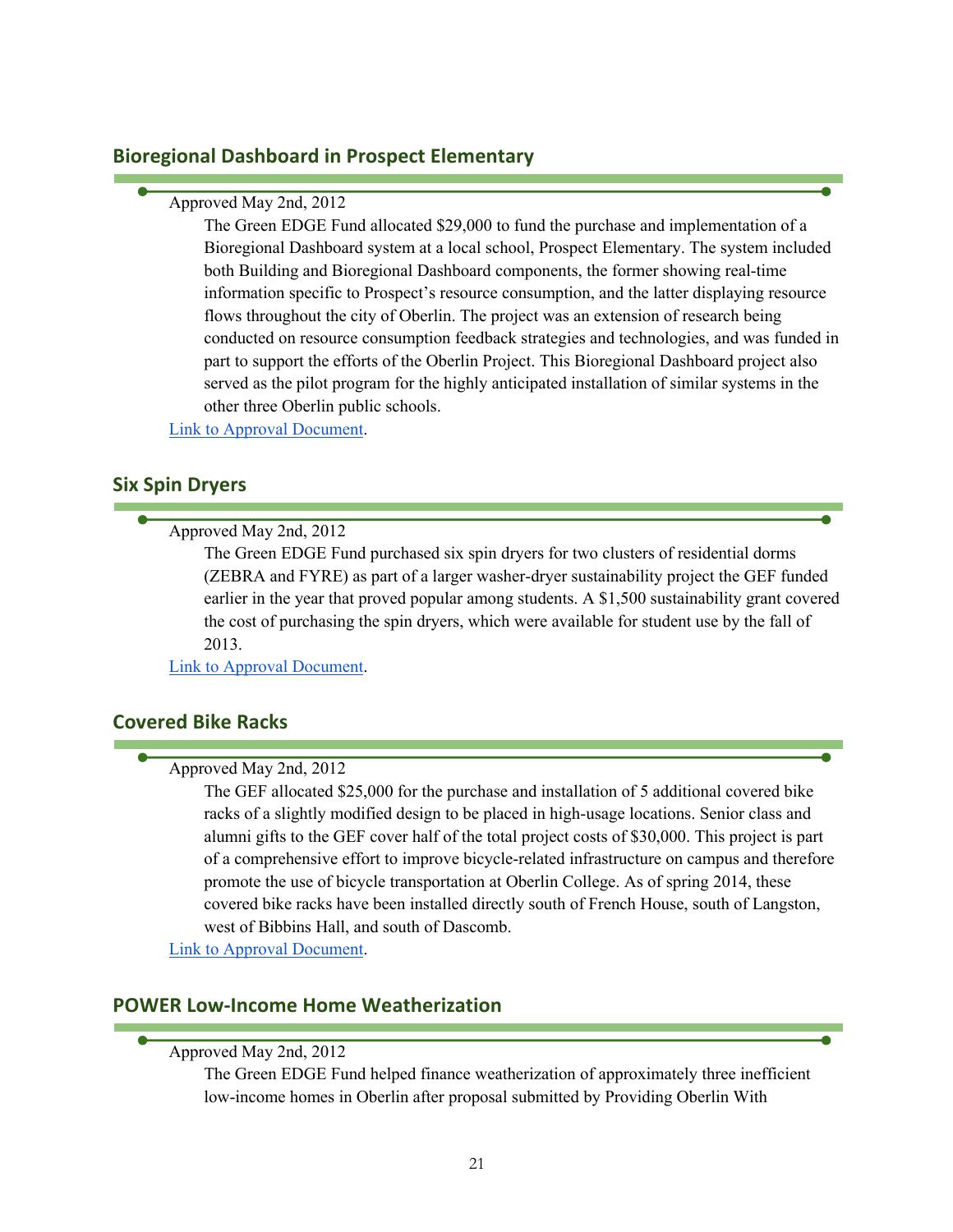## Bioregional Dashboard in Prospect Elementary

Approved May 2nd, 2012

The Green EDGE Fund allocated $29,000 to fund the purchase and implementation of a Bioregional Dashboard system at a local school, Prospect Elementary. The system included both Building and Bioregional Dashboard components, the former showing real-time information specific to Prospect's resource consumption, and the latter displaying resource flows throughout the city of Oberlin. The project was an extension of research being conducted on resource consumption feedback strategies and technologies, and was funded in part to support the efforts of the Oberlin Project. This Bioregional Dashboard project also served as the pilot program for the highly anticipated installation of similar systems in the other three Oberlin public schools.

Link to Approval Document.

## Six Spin Dryers

Approved May 2nd, 2012

The Green EDGE Fund purchased six spin dryers for two clusters of residential dorms (ZEBRA and FYRE) as part of a larger washer-dryer sustainability project the GEF funded earlier in the year that proved popular among students. A $1,500 sustainability grant covered the cost of purchasing the spin dryers, which were available for student use by the fall of 2013.

Link to Approval Document.

## Covered Bike Racks

Approved May 2nd, 2012

The GEF allocated $25,000 for the purchase and installation of 5 additional covered bike racks of a slightly modified design to be placed in high-usage locations. Senior class and alumni gifts to the GEF cover half of the total project costs of $30,000. This project is part of a comprehensive effort to improve bicycle-related infrastructure on campus and therefore promote the use of bicycle transportation at Oberlin College. As of spring 2014, these covered bike racks have been installed directly south of French House, south of Langston, west of Bibbins Hall, and south of Dascomb.

Link to Approval Document.

## POWER Low-Income Home Weatherization

Approved May 2nd, 2012

The Green EDGE Fund helped finance weatherization of approximately three inefficient low-income homes in Oberlin after proposal submitted by Providing Oberlin With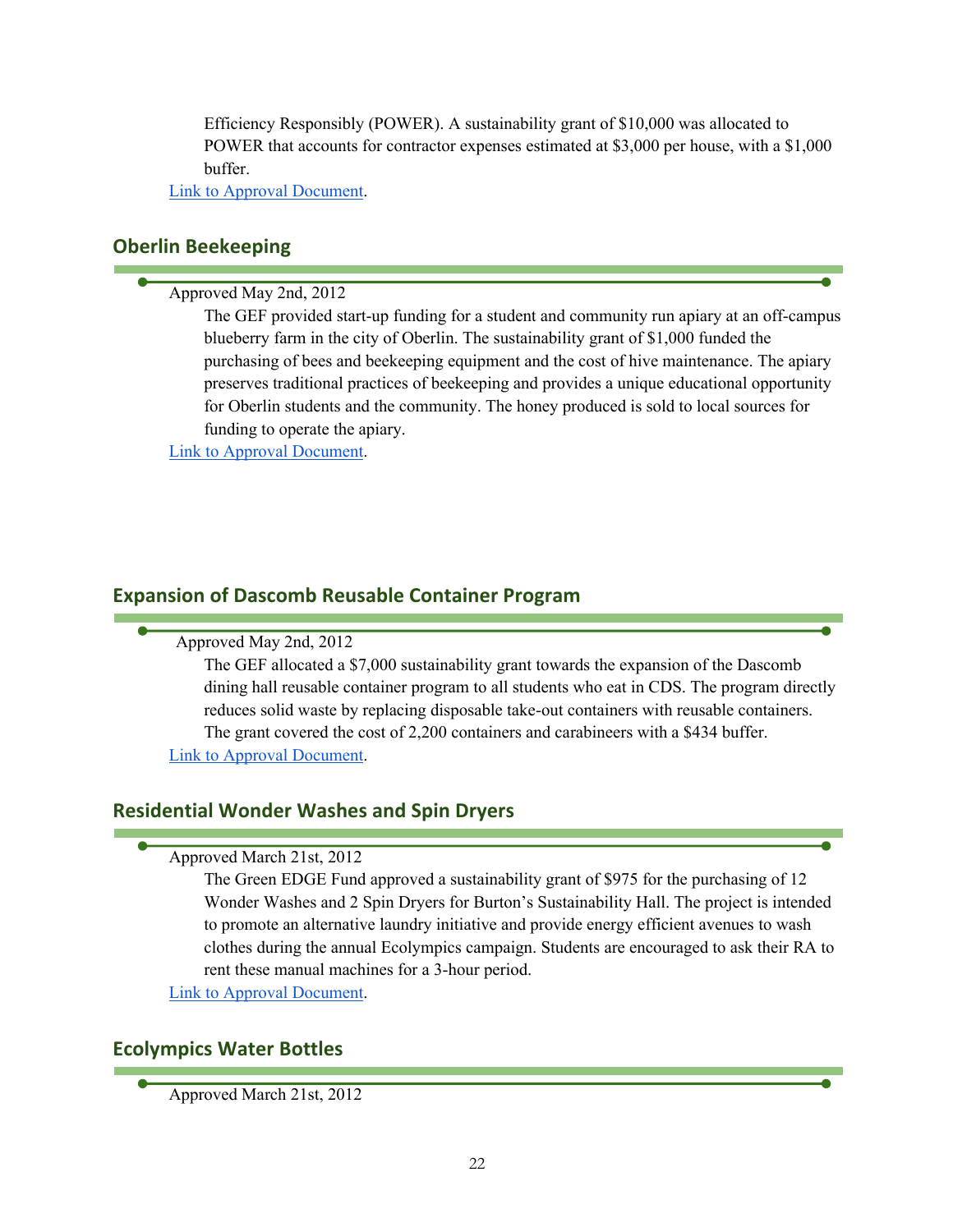Efficiency Responsibly (POWER). A sustainability grant of $10,000 was allocated to POWER that accounts for contractor expenses estimated at $3,000 per house, with a $1,000 buffer.

Link to Approval Document.

## Oberlin Beekeeping

Approved May 2nd, 2012

The GEF provided start-up funding for a student and community run apiary at an off-campus blueberry farm in the city of Oberlin. The sustainability grant of $1,000 funded the purchasing of bees and beekeeping equipment and the cost of hive maintenance. The apiary preserves traditional practices of beekeeping and provides a unique educational opportunity for Oberlin students and the community. The honey produced is sold to local sources for funding to operate the apiary.

Link to Approval Document.

## Expansion of Dascomb Reusable Container Program

Approved May 2nd, 2012

The GEF allocated a $7,000 sustainability grant towards the expansion of the Dascomb dining hall reusable container program to all students who eat in CDS. The program directly reduces solid waste by replacing disposable take-out containers with reusable containers. The grant covered the cost of 2,200 containers and carabineers with a $434 buffer.

Link to Approval Document.

## Residential Wonder Washes and Spin Dryers

Approved March 21st, 2012

The Green EDGE Fund approved a sustainability grant of $975 for the purchasing of 12 Wonder Washes and 2 Spin Dryers for Burton's Sustainability Hall. The project is intended to promote an alternative laundry initiative and provide energy efficient avenues to wash clothes during the annual Ecolympics campaign. Students are encouraged to ask their RA to rent these manual machines for a 3-hour period.

Link to Approval Document.

## Ecolympics Water Bottles

Approved March 21st, 2012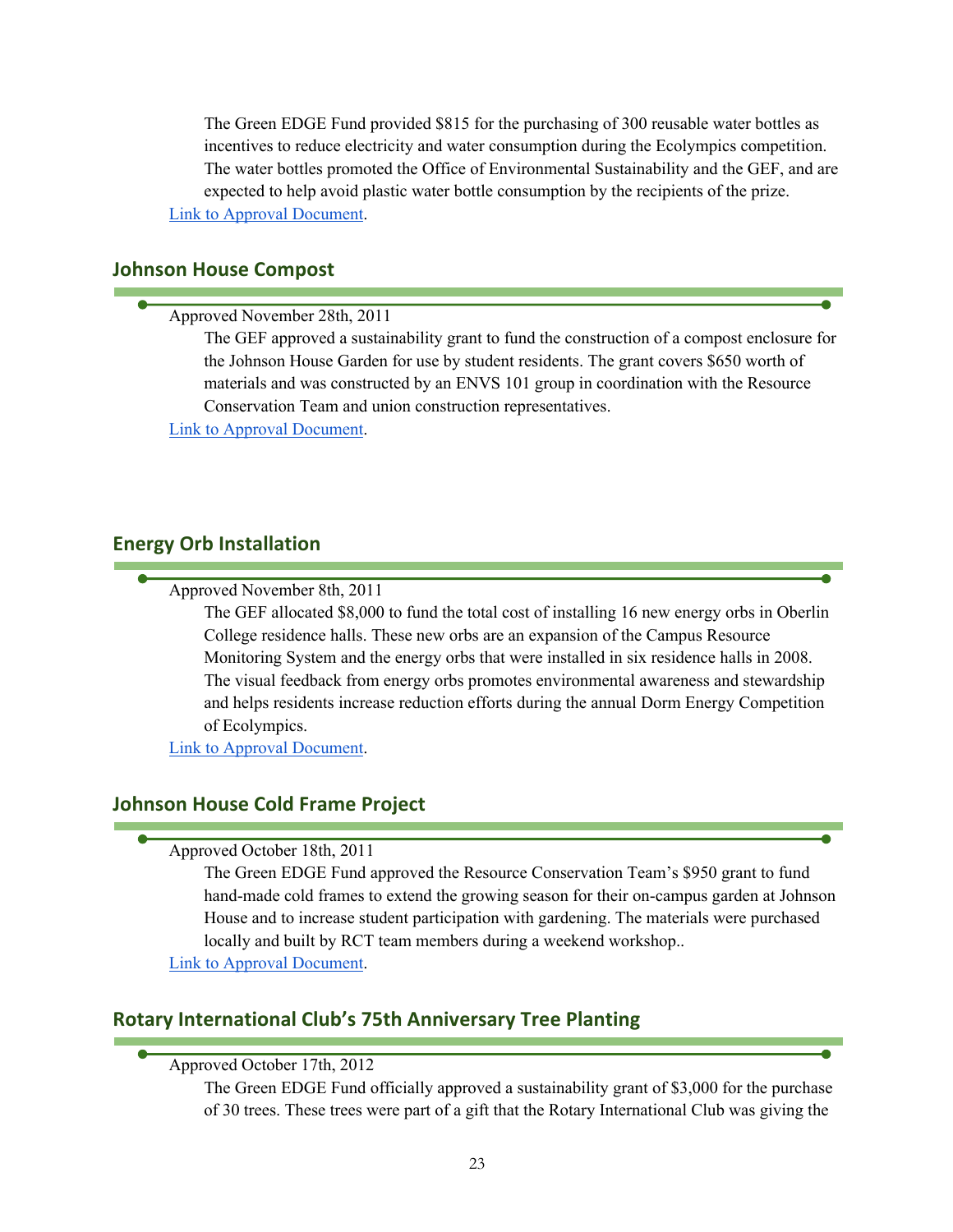The Green EDGE Fund provided $815 for the purchasing of 300 reusable water bottles as incentives to reduce electricity and water consumption during the Ecolympics competition. The water bottles promoted the Office of Environmental Sustainability and the GEF, and are expected to help avoid plastic water bottle consumption by the recipients of the prize.

Link to Approval Document.

## Johnson House Compost

Approved November 28th, 2011

The GEF approved a sustainability grant to fund the construction of a compost enclosure for the Johnson House Garden for use by student residents. The grant covers $650 worth of materials and was constructed by an ENVS 101 group in coordination with the Resource Conservation Team and union construction representatives.

Link to Approval Document.

## Energy Orb Installation

Approved November 8th, 2011

The GEF allocated $8,000 to fund the total cost of installing 16 new energy orbs in Oberlin College residence halls. These new orbs are an expansion of the Campus Resource Monitoring System and the energy orbs that were installed in six residence halls in 2008. The visual feedback from energy orbs promotes environmental awareness and stewardship and helps residents increase reduction efforts during the annual Dorm Energy Competition of Ecolympics.

Link to Approval Document.

## Johnson House Cold Frame Project

Approved October 18th, 2011

The Green EDGE Fund approved the Resource Conservation Team's $950 grant to fund hand-made cold frames to extend the growing season for their on-campus garden at Johnson House and to increase student participation with gardening. The materials were purchased locally and built by RCT team members during a weekend workshop..

Link to Approval Document.

## Rotary International Club's 75th Anniversary Tree Planting

Approved October 17th, 2012

The Green EDGE Fund officially approved a sustainability grant of $3,000 for the purchase of 30 trees. These trees were part of a gift that the Rotary International Club was giving the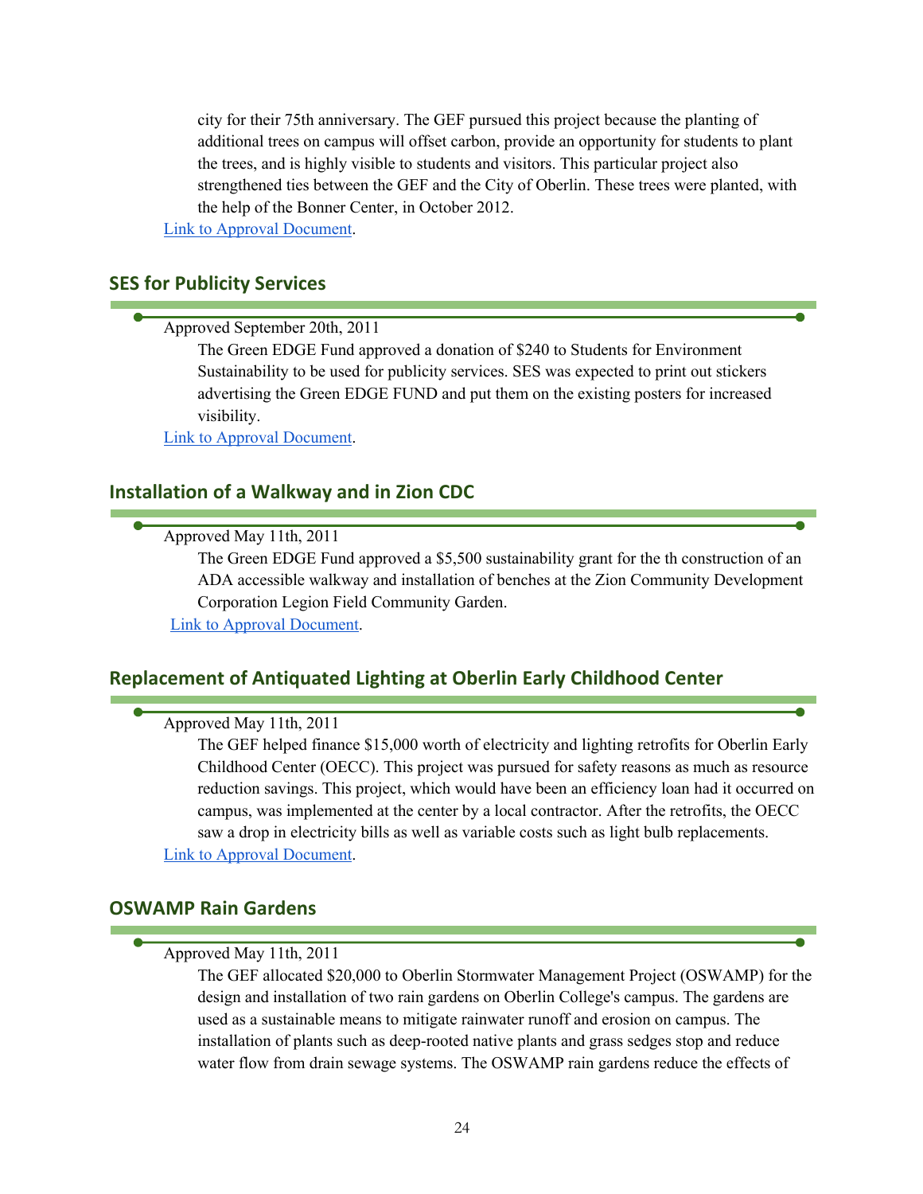city for their 75th anniversary. The GEF pursued this project because the planting of additional trees on campus will offset carbon, provide an opportunity for students to plant the trees, and is highly visible to students and visitors. This particular project also strengthened ties between the GEF and the City of Oberlin. These trees were planted, with the help of the Bonner Center, in October 2012.

Link to Approval Document.

## SES for Publicity Services

Approved September 20th, 2011

The Green EDGE Fund approved a donation of $240 to Students for Environment Sustainability to be used for publicity services. SES was expected to print out stickers advertising the Green EDGE FUND and put them on the existing posters for increased visibility.

Link to Approval Document.

## Installation of a Walkway and in Zion CDC

Approved May 11th, 2011

The Green EDGE Fund approved a $5,500 sustainability grant for the th construction of an ADA accessible walkway and installation of benches at the Zion Community Development Corporation Legion Field Community Garden.

Link to Approval Document.

## Replacement of Antiquated Lighting at Oberlin Early Childhood Center

Approved May 11th, 2011

The GEF helped finance $15,000 worth of electricity and lighting retrofits for Oberlin Early Childhood Center (OECC). This project was pursued for safety reasons as much as resource reduction savings. This project, which would have been an efficiency loan had it occurred on campus, was implemented at the center by a local contractor. After the retrofits, the OECC saw a drop in electricity bills as well as variable costs such as light bulb replacements.

Link to Approval Document.

## OSWAMP Rain Gardens

Approved May 11th, 2011

The GEF allocated $20,000 to Oberlin Stormwater Management Project (OSWAMP) for the design and installation of two rain gardens on Oberlin College's campus. The gardens are used as a sustainable means to mitigate rainwater runoff and erosion on campus. The installation of plants such as deep-rooted native plants and grass sedges stop and reduce water flow from drain sewage systems. The OSWAMP rain gardens reduce the effects of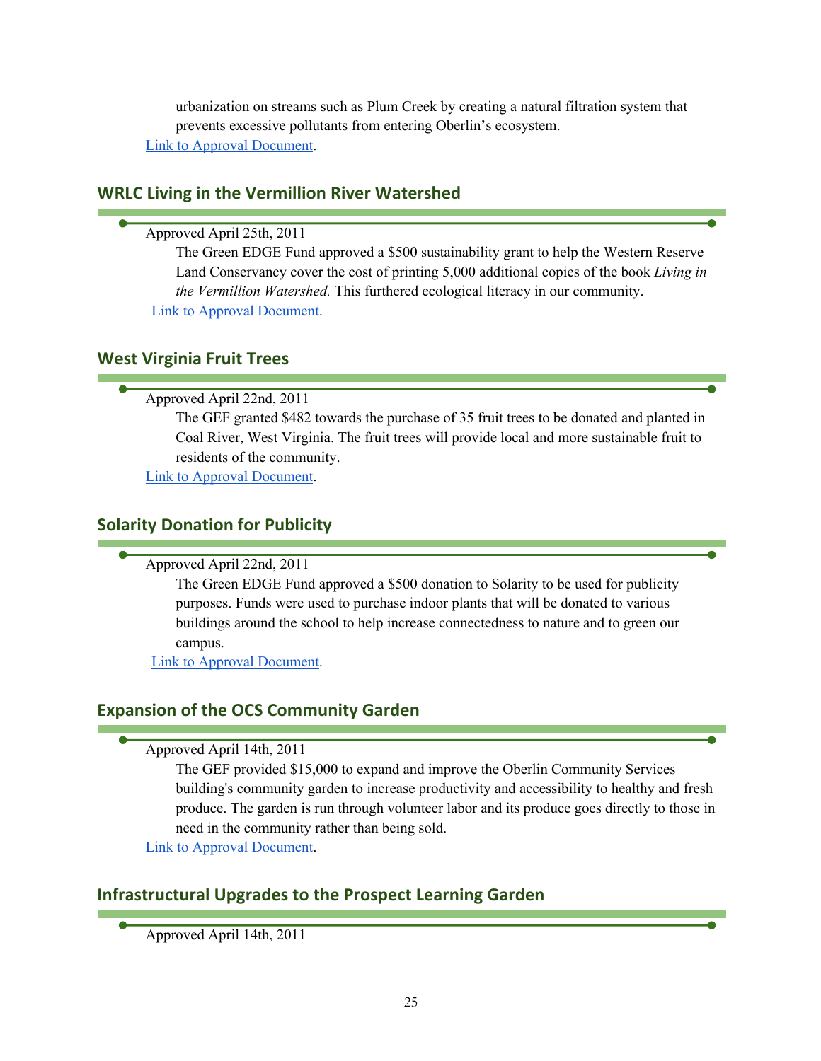urbanization on streams such as Plum Creek by creating a natural filtration system that prevents excessive pollutants from entering Oberlin's ecosystem.

Link to Approval Document.

### WRLC Living in the Vermillion River Watershed

Approved April 25th, 2011

The Green EDGE Fund approved a $500 sustainability grant to help the Western Reserve Land Conservancy cover the cost of printing 5,000 additional copies of the book *Living in the Vermillion Watershed.* This furthered ecological literacy in our community.

Link to Approval Document.

### West Virginia Fruit Trees

Approved April 22nd, 2011

The GEF granted $482 towards the purchase of 35 fruit trees to be donated and planted in Coal River, West Virginia. The fruit trees will provide local and more sustainable fruit to residents of the community.

Link to Approval Document.

### Solarity Donation for Publicity

Approved April 22nd, 2011

The Green EDGE Fund approved a $500 donation to Solarity to be used for publicity purposes. Funds were used to purchase indoor plants that will be donated to various buildings around the school to help increase connectedness to nature and to green our campus.

Link to Approval Document.

### Expansion of the OCS Community Garden

Approved April 14th, 2011

The GEF provided $15,000 to expand and improve the Oberlin Community Services building's community garden to increase productivity and accessibility to healthy and fresh produce. The garden is run through volunteer labor and its produce goes directly to those in need in the community rather than being sold.

Link to Approval Document.

### Infrastructural Upgrades to the Prospect Learning Garden

Approved April 14th, 2011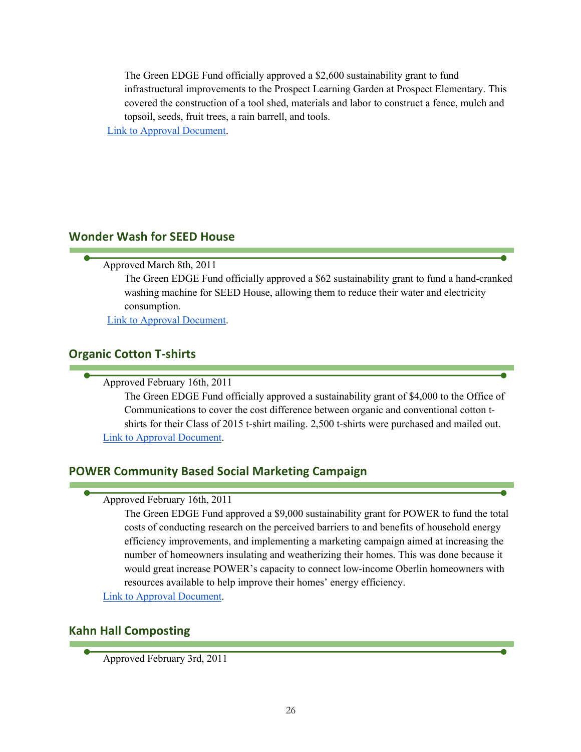The Green EDGE Fund officially approved a $2,600 sustainability grant to fund infrastructural improvements to the Prospect Learning Garden at Prospect Elementary. This covered the construction of a tool shed, materials and labor to construct a fence, mulch and topsoil, seeds, fruit trees, a rain barrell, and tools.

Link to Approval Document.

## Wonder Wash for SEED House

Approved March 8th, 2011

The Green EDGE Fund officially approved a $62 sustainability grant to fund a hand-cranked washing machine for SEED House, allowing them to reduce their water and electricity consumption.

Link to Approval Document.

## Organic Cotton T-shirts

Approved February 16th, 2011

The Green EDGE Fund officially approved a sustainability grant of $4,000 to the Office of Communications to cover the cost difference between organic and conventional cotton t-shirts for their Class of 2015 t-shirt mailing. 2,500 t-shirts were purchased and mailed out.

Link to Approval Document.

## POWER Community Based Social Marketing Campaign

Approved February 16th, 2011

The Green EDGE Fund approved a $9,000 sustainability grant for POWER to fund the total costs of conducting research on the perceived barriers to and benefits of household energy efficiency improvements, and implementing a marketing campaign aimed at increasing the number of homeowners insulating and weatherizing their homes. This was done because it would great increase POWER's capacity to connect low-income Oberlin homeowners with resources available to help improve their homes' energy efficiency.

Link to Approval Document.

## Kahn Hall Composting

Approved February 3rd, 2011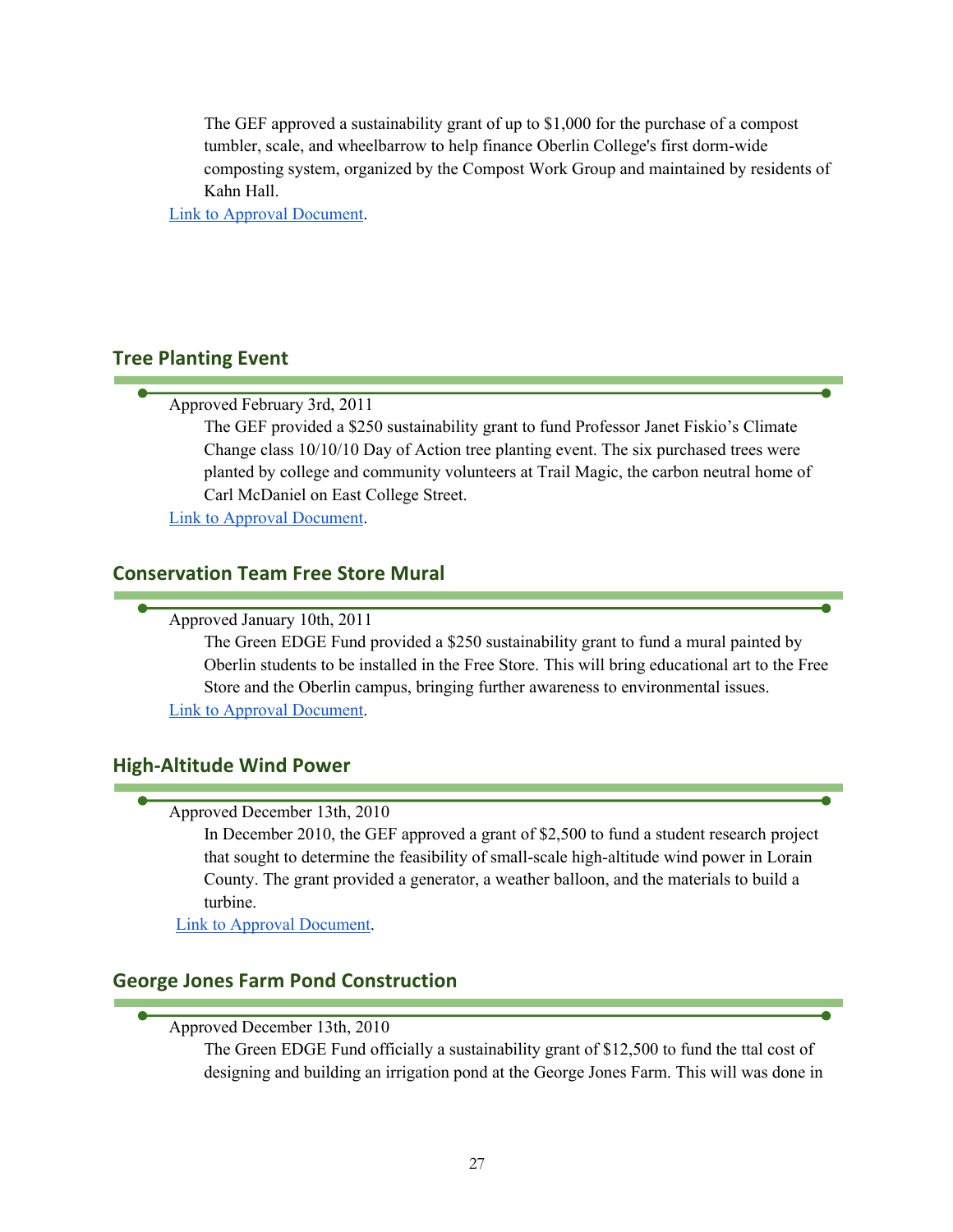The GEF approved a sustainability grant of up to $1,000 for the purchase of a compost tumbler, scale, and wheelbarrow to help finance Oberlin College's first dorm-wide composting system, organized by the Compost Work Group and maintained by residents of Kahn Hall.

Link to Approval Document.

## Tree Planting Event

Approved February 3rd, 2011

The GEF provided a $250 sustainability grant to fund Professor Janet Fiskio's Climate Change class 10/10/10 Day of Action tree planting event. The six purchased trees were planted by college and community volunteers at Trail Magic, the carbon neutral home of Carl McDaniel on East College Street.

Link to Approval Document.

## Conservation Team Free Store Mural

Approved January 10th, 2011

The Green EDGE Fund provided a $250 sustainability grant to fund a mural painted by Oberlin students to be installed in the Free Store. This will bring educational art to the Free Store and the Oberlin campus, bringing further awareness to environmental issues.

Link to Approval Document.

## High-Altitude Wind Power

Approved December 13th, 2010

In December 2010, the GEF approved a grant of $2,500 to fund a student research project that sought to determine the feasibility of small-scale high-altitude wind power in Lorain County. The grant provided a generator, a weather balloon, and the materials to build a turbine.

Link to Approval Document.

## George Jones Farm Pond Construction

Approved December 13th, 2010

The Green EDGE Fund officially a sustainability grant of $12,500 to fund the ttal cost of designing and building an irrigation pond at the George Jones Farm. This will was done in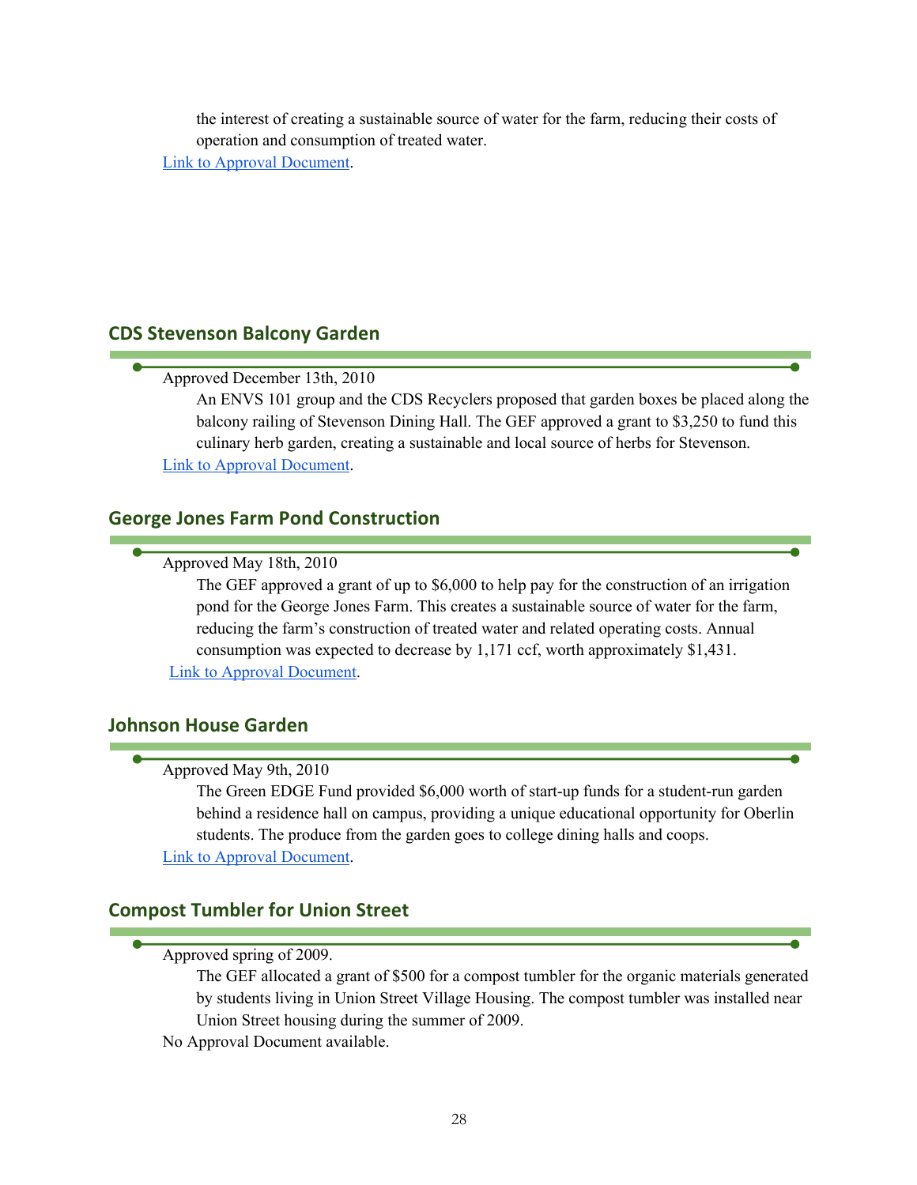the interest of creating a sustainable source of water for the farm, reducing their costs of operation and consumption of treated water.

Link to Approval Document.

## CDS Stevenson Balcony Garden

Approved December 13th, 2010

An ENVS 101 group and the CDS Recyclers proposed that garden boxes be placed along the balcony railing of Stevenson Dining Hall. The GEF approved a grant to $3,250 to fund this culinary herb garden, creating a sustainable and local source of herbs for Stevenson.

Link to Approval Document.

## George Jones Farm Pond Construction

Approved May 18th, 2010

The GEF approved a grant of up to $6,000 to help pay for the construction of an irrigation pond for the George Jones Farm. This creates a sustainable source of water for the farm, reducing the farm's construction of treated water and related operating costs. Annual consumption was expected to decrease by 1,171 ccf, worth approximately $1,431.

Link to Approval Document.

## Johnson House Garden

Approved May 9th, 2010

The Green EDGE Fund provided $6,000 worth of start-up funds for a student-run garden behind a residence hall on campus, providing a unique educational opportunity for Oberlin students. The produce from the garden goes to college dining halls and coops.

Link to Approval Document.

## Compost Tumbler for Union Street

Approved spring of 2009.

The GEF allocated a grant of $500 for a compost tumbler for the organic materials generated by students living in Union Street Village Housing. The compost tumbler was installed near Union Street housing during the summer of 2009.

No Approval Document available.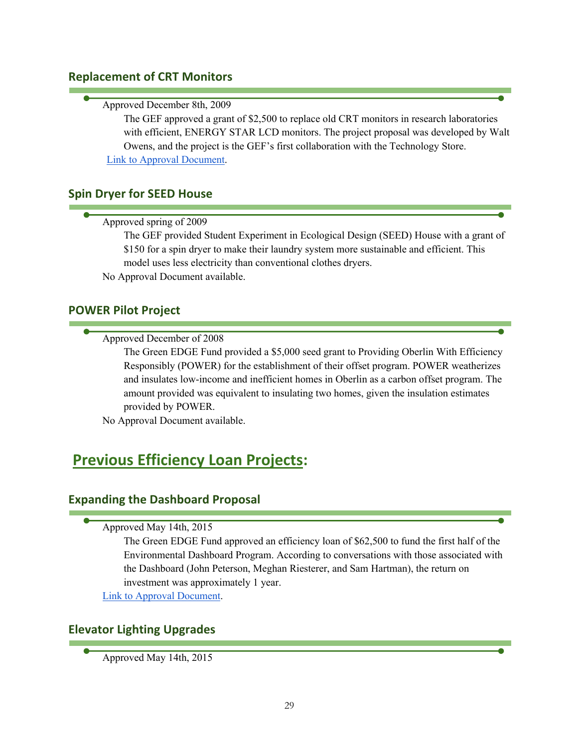### Replacement of CRT Monitors

Approved December 8th, 2009

The GEF approved a grant of $2,500 to replace old CRT monitors in research laboratories with efficient, ENERGY STAR LCD monitors. The project proposal was developed by Walt Owens, and the project is the GEF's first collaboration with the Technology Store.

Link to Approval Document.

### Spin Dryer for SEED House

Approved spring of 2009

The GEF provided Student Experiment in Ecological Design (SEED) House with a grant of $150 for a spin dryer to make their laundry system more sustainable and efficient. This model uses less electricity than conventional clothes dryers.

No Approval Document available.

### POWER Pilot Project

Approved December of 2008

The Green EDGE Fund provided a $5,000 seed grant to Providing Oberlin With Efficiency Responsibly (POWER) for the establishment of their offset program. POWER weatherizes and insulates low-income and inefficient homes in Oberlin as a carbon offset program. The amount provided was equivalent to insulating two homes, given the insulation estimates provided by POWER.

No Approval Document available.

## Previous Efficiency Loan Projects:

### Expanding the Dashboard Proposal

Approved May 14th, 2015

The Green EDGE Fund approved an efficiency loan of $62,500 to fund the first half of the Environmental Dashboard Program. According to conversations with those associated with the Dashboard (John Peterson, Meghan Riesterer, and Sam Hartman), the return on investment was approximately 1 year.

Link to Approval Document.

### Elevator Lighting Upgrades

Approved May 14th, 2015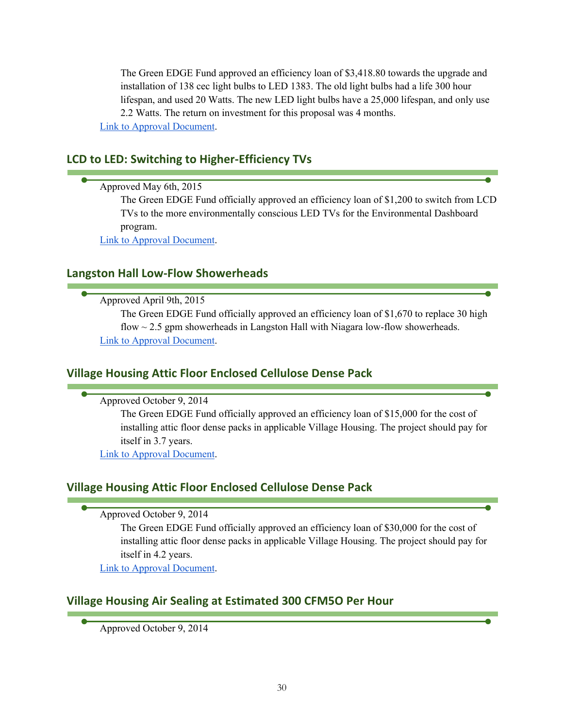The Green EDGE Fund approved an efficiency loan of $3,418.80 towards the upgrade and installation of 138 cec light bulbs to LED 1383. The old light bulbs had a life 300 hour lifespan, and used 20 Watts. The new LED light bulbs have a 25,000 lifespan, and only use 2.2 Watts. The return on investment for this proposal was 4 months.

Link to Approval Document.

## LCD to LED: Switching to Higher-Efficiency TVs

Approved May 6th, 2015

The Green EDGE Fund officially approved an efficiency loan of $1,200 to switch from LCD TVs to the more environmentally conscious LED TVs for the Environmental Dashboard program.

Link to Approval Document.

## Langston Hall Low-Flow Showerheads

Approved April 9th, 2015

The Green EDGE Fund officially approved an efficiency loan of $1,670 to replace 30 high flow ~ 2.5 gpm showerheads in Langston Hall with Niagara low-flow showerheads.

Link to Approval Document.

## Village Housing Attic Floor Enclosed Cellulose Dense Pack

Approved October 9, 2014

The Green EDGE Fund officially approved an efficiency loan of $15,000 for the cost of installing attic floor dense packs in applicable Village Housing. The project should pay for itself in 3.7 years.

Link to Approval Document.

## Village Housing Attic Floor Enclosed Cellulose Dense Pack

Approved October 9, 2014

The Green EDGE Fund officially approved an efficiency loan of $30,000 for the cost of installing attic floor dense packs in applicable Village Housing. The project should pay for itself in 4.2 years.

Link to Approval Document.

## Village Housing Air Sealing at Estimated 300 CFM5O Per Hour

Approved October 9, 2014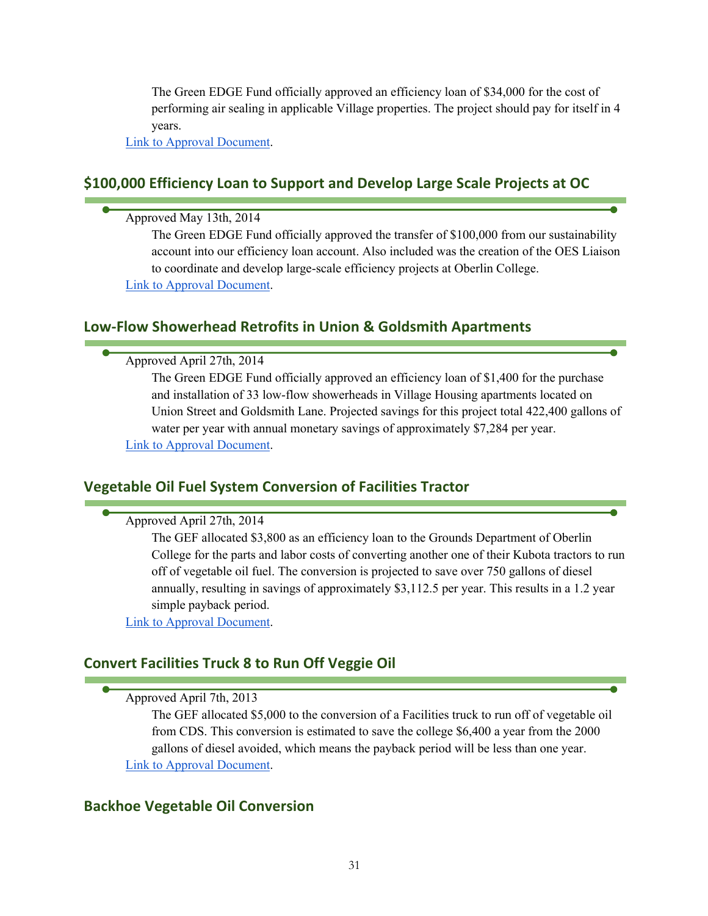The Green EDGE Fund officially approved an efficiency loan of $34,000 for the cost of performing air sealing in applicable Village properties. The project should pay for itself in 4 years.

Link to Approval Document.

## $100,000 Efficiency Loan to Support and Develop Large Scale Projects at OC

Approved May 13th, 2014

The Green EDGE Fund officially approved the transfer of $100,000 from our sustainability account into our efficiency loan account. Also included was the creation of the OES Liaison to coordinate and develop large-scale efficiency projects at Oberlin College.

Link to Approval Document.

## Low-Flow Showerhead Retrofits in Union & Goldsmith Apartments

Approved April 27th, 2014

The Green EDGE Fund officially approved an efficiency loan of $1,400 for the purchase and installation of 33 low-flow showerheads in Village Housing apartments located on Union Street and Goldsmith Lane. Projected savings for this project total 422,400 gallons of water per year with annual monetary savings of approximately $7,284 per year.

Link to Approval Document.

## Vegetable Oil Fuel System Conversion of Facilities Tractor

Approved April 27th, 2014

The GEF allocated $3,800 as an efficiency loan to the Grounds Department of Oberlin College for the parts and labor costs of converting another one of their Kubota tractors to run off of vegetable oil fuel. The conversion is projected to save over 750 gallons of diesel annually, resulting in savings of approximately $3,112.5 per year. This results in a 1.2 year simple payback period.

Link to Approval Document.

## Convert Facilities Truck 8 to Run Off Veggie Oil

Approved April 7th, 2013

The GEF allocated $5,000 to the conversion of a Facilities truck to run off of vegetable oil from CDS. This conversion is estimated to save the college $6,400 a year from the 2000 gallons of diesel avoided, which means the payback period will be less than one year.

Link to Approval Document.

## Backhoe Vegetable Oil Conversion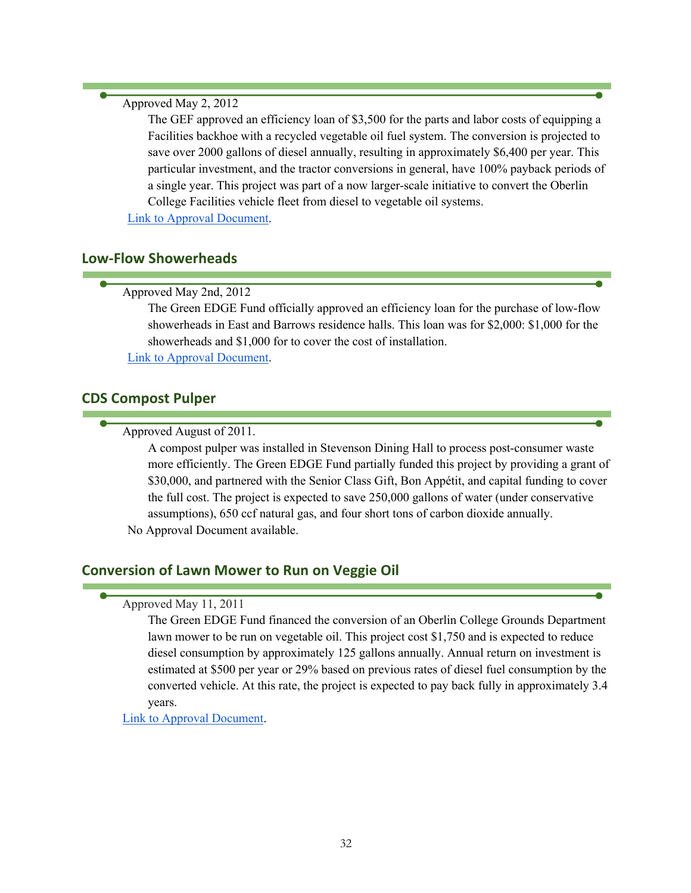Approved May 2, 2012

The GEF approved an efficiency loan of $3,500 for the parts and labor costs of equipping a Facilities backhoe with a recycled vegetable oil fuel system. The conversion is projected to save over 2000 gallons of diesel annually, resulting in approximately $6,400 per year. This particular investment, and the tractor conversions in general, have 100% payback periods of a single year. This project was part of a now larger-scale initiative to convert the Oberlin College Facilities vehicle fleet from diesel to vegetable oil systems.

Link to Approval Document.

## Low-Flow Showerheads

Approved May 2nd, 2012

The Green EDGE Fund officially approved an efficiency loan for the purchase of low-flow showerheads in East and Barrows residence halls. This loan was for $2,000: $1,000 for the showerheads and $1,000 for to cover the cost of installation.

Link to Approval Document.

## CDS Compost Pulper

Approved August of 2011.

A compost pulper was installed in Stevenson Dining Hall to process post-consumer waste more efficiently. The Green EDGE Fund partially funded this project by providing a grant of $30,000, and partnered with the Senior Class Gift, Bon Appétit, and capital funding to cover the full cost. The project is expected to save 250,000 gallons of water (under conservative assumptions), 650 ccf natural gas, and four short tons of carbon dioxide annually.

No Approval Document available.

## Conversion of Lawn Mower to Run on Veggie Oil

Approved May 11, 2011

The Green EDGE Fund financed the conversion of an Oberlin College Grounds Department lawn mower to be run on vegetable oil. This project cost $1,750 and is expected to reduce diesel consumption by approximately 125 gallons annually. Annual return on investment is estimated at $500 per year or 29% based on previous rates of diesel fuel consumption by the converted vehicle. At this rate, the project is expected to pay back fully in approximately 3.4 years.

Link to Approval Document.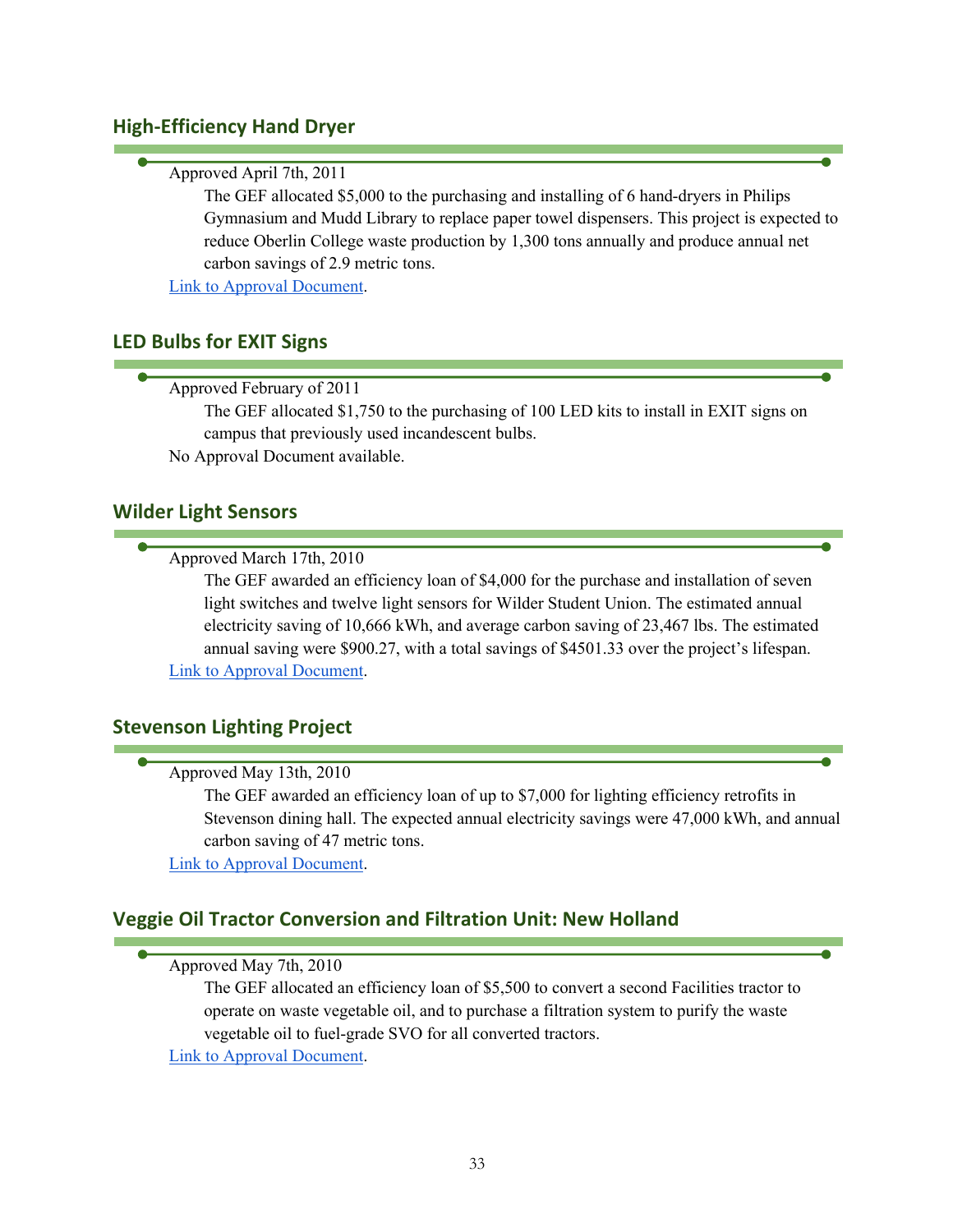## High-Efficiency Hand Dryer

Approved April 7th, 2011

The GEF allocated $5,000 to the purchasing and installing of 6 hand-dryers in Philips Gymnasium and Mudd Library to replace paper towel dispensers. This project is expected to reduce Oberlin College waste production by 1,300 tons annually and produce annual net carbon savings of 2.9 metric tons.

Link to Approval Document.

## LED Bulbs for EXIT Signs

Approved February of 2011

The GEF allocated $1,750 to the purchasing of 100 LED kits to install in EXIT signs on campus that previously used incandescent bulbs.

No Approval Document available.

## Wilder Light Sensors

Approved March 17th, 2010

The GEF awarded an efficiency loan of $4,000 for the purchase and installation of seven light switches and twelve light sensors for Wilder Student Union. The estimated annual electricity saving of 10,666 kWh, and average carbon saving of 23,467 lbs. The estimated annual saving were $900.27, with a total savings of $4501.33 over the project's lifespan.

Link to Approval Document.

## Stevenson Lighting Project

Approved May 13th, 2010

The GEF awarded an efficiency loan of up to $7,000 for lighting efficiency retrofits in Stevenson dining hall. The expected annual electricity savings were 47,000 kWh, and annual carbon saving of 47 metric tons.

Link to Approval Document.

## Veggie Oil Tractor Conversion and Filtration Unit: New Holland

Approved May 7th, 2010

The GEF allocated an efficiency loan of $5,500 to convert a second Facilities tractor to operate on waste vegetable oil, and to purchase a filtration system to purify the waste vegetable oil to fuel-grade SVO for all converted tractors.

Link to Approval Document.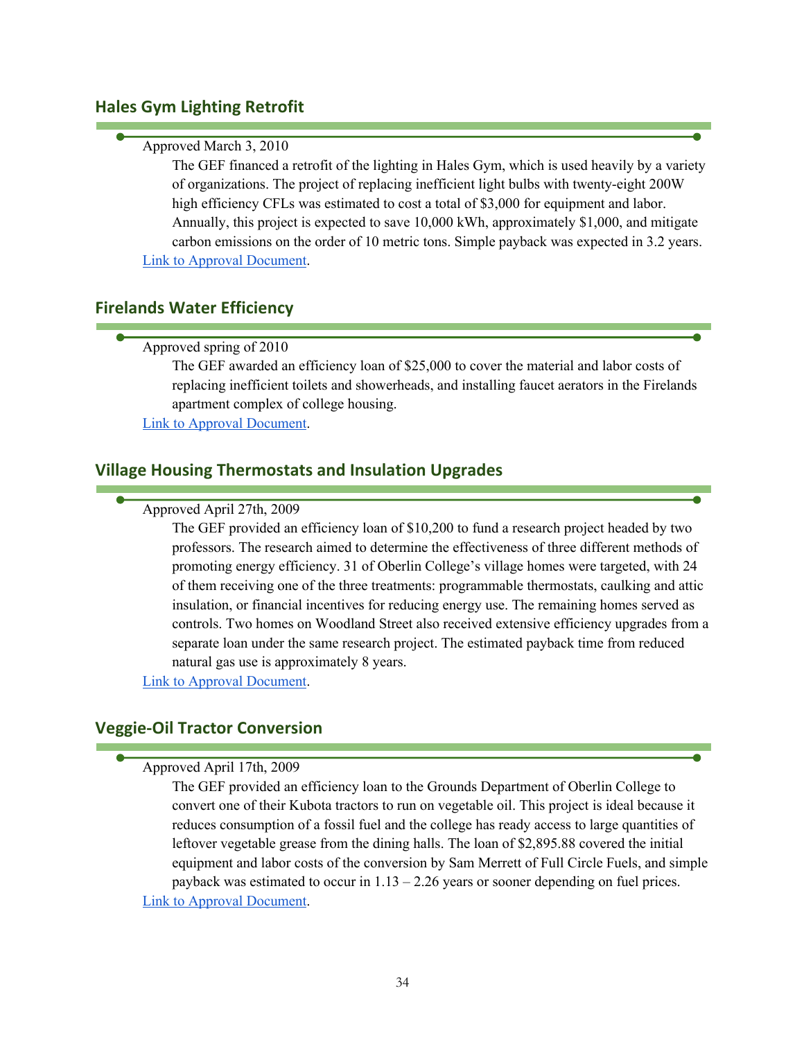## Hales Gym Lighting Retrofit

Approved March 3, 2010

The GEF financed a retrofit of the lighting in Hales Gym, which is used heavily by a variety of organizations. The project of replacing inefficient light bulbs with twenty-eight 200W high efficiency CFLs was estimated to cost a total of $3,000 for equipment and labor. Annually, this project is expected to save 10,000 kWh, approximately $1,000, and mitigate carbon emissions on the order of 10 metric tons. Simple payback was expected in 3.2 years.

[Link to Approval Document](#).

## Firelands Water Efficiency

Approved spring of 2010

The GEF awarded an efficiency loan of $25,000 to cover the material and labor costs of replacing inefficient toilets and showerheads, and installing faucet aerators in the Firelands apartment complex of college housing.

[Link to Approval Document](#).

## Village Housing Thermostats and Insulation Upgrades

Approved April 27th, 2009

The GEF provided an efficiency loan of $10,200 to fund a research project headed by two professors. The research aimed to determine the effectiveness of three different methods of promoting energy efficiency. 31 of Oberlin College's village homes were targeted, with 24 of them receiving one of the three treatments: programmable thermostats, caulking and attic insulation, or financial incentives for reducing energy use. The remaining homes served as controls. Two homes on Woodland Street also received extensive efficiency upgrades from a separate loan under the same research project. The estimated payback time from reduced natural gas use is approximately 8 years.

[Link to Approval Document](#).

## Veggie-Oil Tractor Conversion

Approved April 17th, 2009

The GEF provided an efficiency loan to the Grounds Department of Oberlin College to convert one of their Kubota tractors to run on vegetable oil. This project is ideal because it reduces consumption of a fossil fuel and the college has ready access to large quantities of leftover vegetable grease from the dining halls. The loan of $2,895.88 covered the initial equipment and labor costs of the conversion by Sam Merrett of Full Circle Fuels, and simple payback was estimated to occur in 1.13 – 2.26 years or sooner depending on fuel prices.

[Link to Approval Document](#).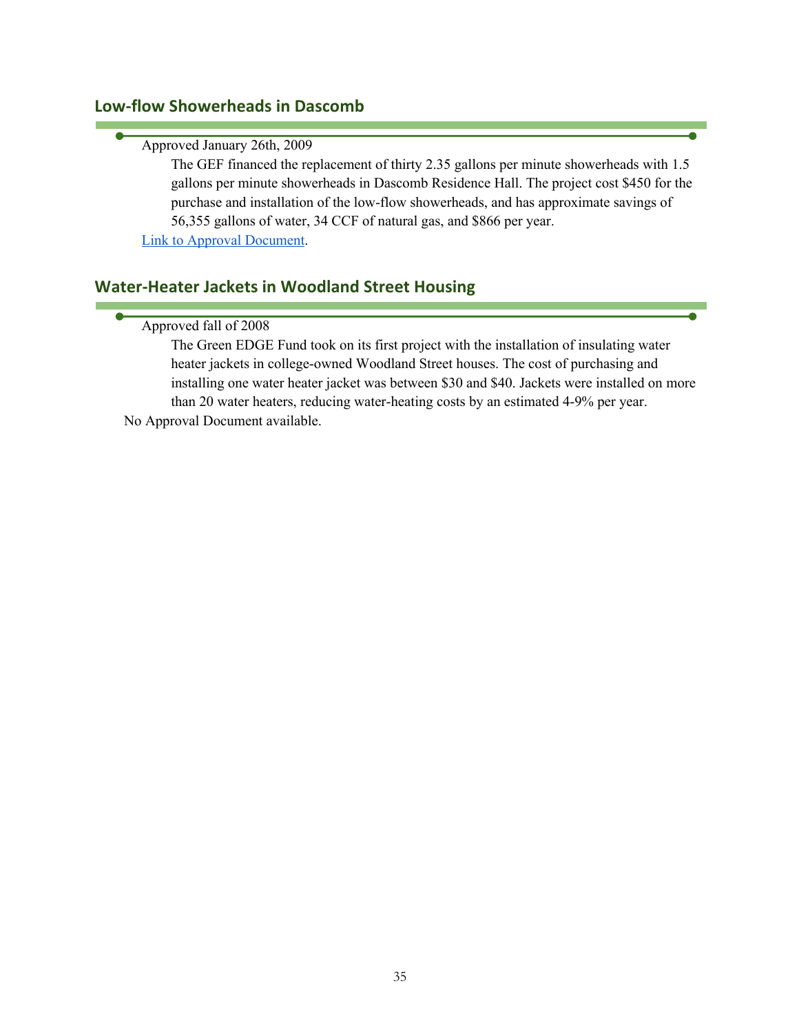## Low-flow Showerheads in Dascomb

Approved January 26th, 2009

The GEF financed the replacement of thirty 2.35 gallons per minute showerheads with 1.5 gallons per minute showerheads in Dascomb Residence Hall. The project cost $450 for the purchase and installation of the low-flow showerheads, and has approximate savings of 56,355 gallons of water, 34 CCF of natural gas, and $866 per year.

Link to Approval Document.

## Water-Heater Jackets in Woodland Street Housing

Approved fall of 2008

The Green EDGE Fund took on its first project with the installation of insulating water heater jackets in college-owned Woodland Street houses. The cost of purchasing and installing one water heater jacket was between $30 and $40. Jackets were installed on more than 20 water heaters, reducing water-heating costs by an estimated 4-9% per year.

No Approval Document available.